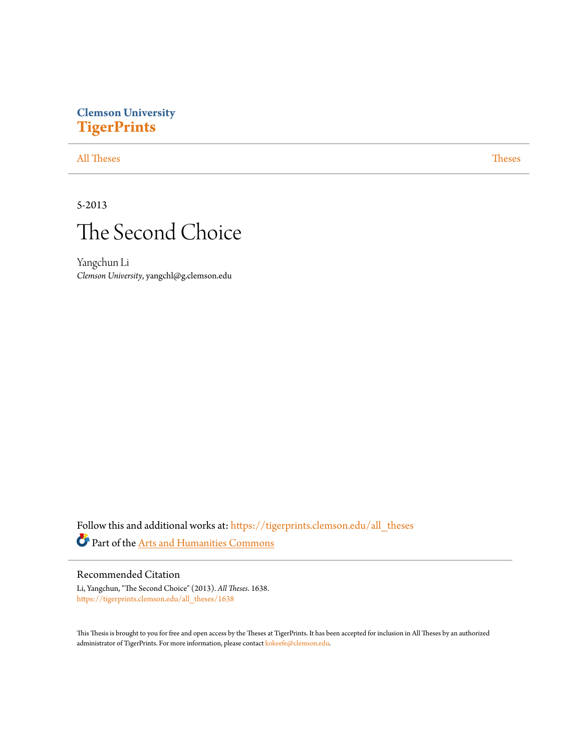Clemson University
**TigerPrints**

All Theses | Theses

5-2013

# The Second Choice

Yangchun Li
*Clemson University*, yangchl@g.clemson.edu

Follow this and additional works at: https://tigerprints.clemson.edu/all_theses

Part of the Arts and Humanities Commons

## Recommended Citation

Li, Yangchun, "The Second Choice" (2013). *All Theses*. 1638.
https://tigerprints.clemson.edu/all_theses/1638

This Thesis is brought to you for free and open access by the Theses at TigerPrints. It has been accepted for inclusion in All Theses by an authorized administrator of TigerPrints. For more information, please contact kokeefe@clemson.edu.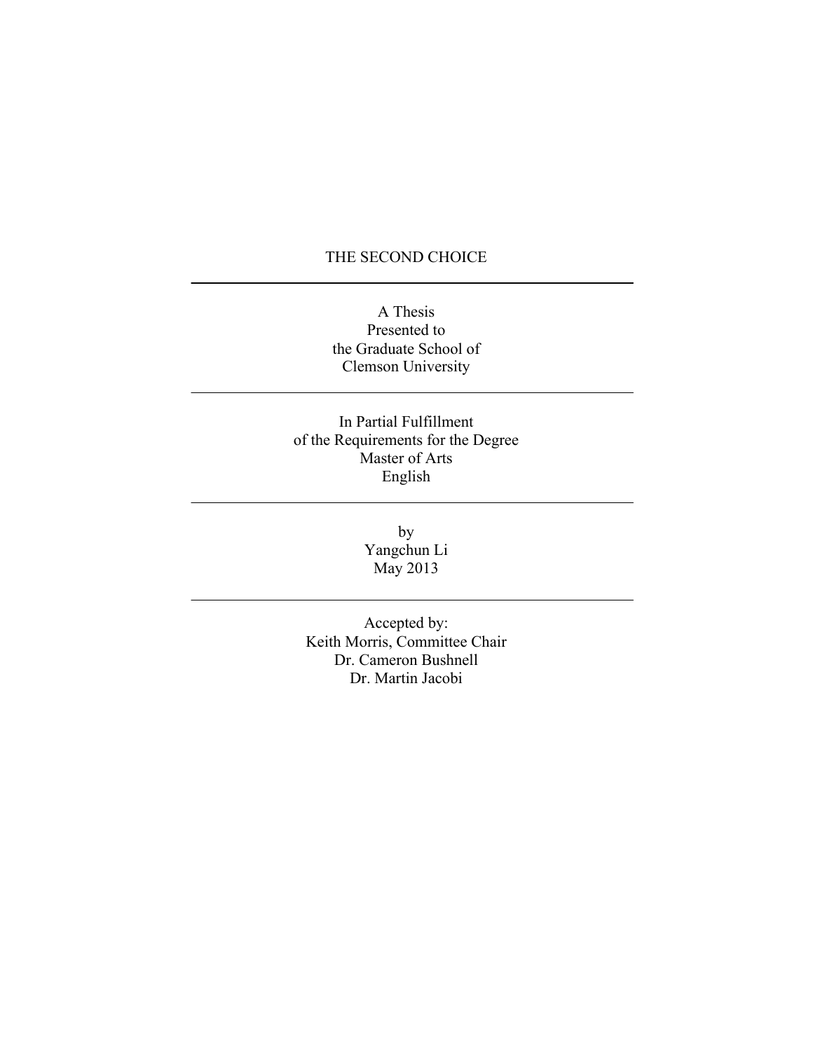# THE SECOND CHOICE

---

A Thesis
Presented to
the Graduate School of
Clemson University

---

In Partial Fulfillment
of the Requirements for the Degree
Master of Arts
English

---

by
Yangchun Li
May 2013

---

Accepted by:
Keith Morris, Committee Chair
Dr. Cameron Bushnell
Dr. Martin Jacobi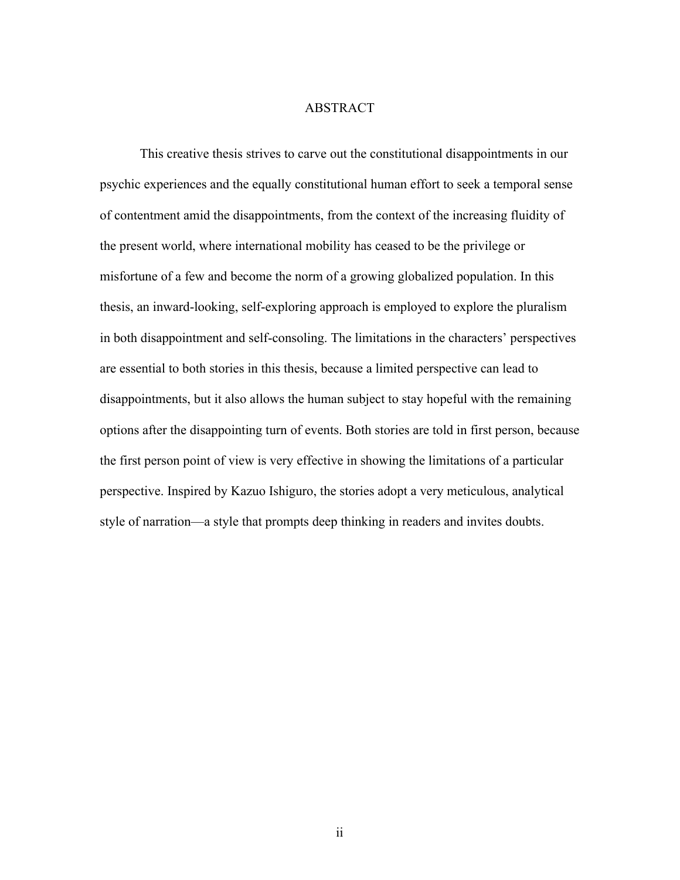# ABSTRACT

This creative thesis strives to carve out the constitutional disappointments in our psychic experiences and the equally constitutional human effort to seek a temporal sense of contentment amid the disappointments, from the context of the increasing fluidity of the present world, where international mobility has ceased to be the privilege or misfortune of a few and become the norm of a growing globalized population. In this thesis, an inward-looking, self-exploring approach is employed to explore the pluralism in both disappointment and self-consoling. The limitations in the characters' perspectives are essential to both stories in this thesis, because a limited perspective can lead to disappointments, but it also allows the human subject to stay hopeful with the remaining options after the disappointing turn of events. Both stories are told in first person, because the first person point of view is very effective in showing the limitations of a particular perspective. Inspired by Kazuo Ishiguro, the stories adopt a very meticulous, analytical style of narration—a style that prompts deep thinking in readers and invites doubts.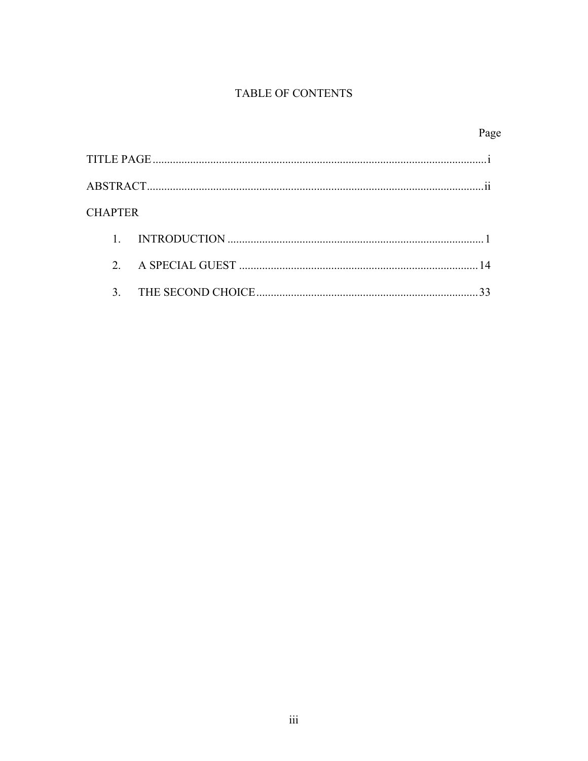## TABLE OF CONTENTS

| | Page |
|---|---|
| TITLE PAGE | i |
| ABSTRACT | ii |
| CHAPTER | |
| 1. INTRODUCTION | 1 |
| 2. A SPECIAL GUEST | 14 |
| 3. THE SECOND CHOICE | 33 |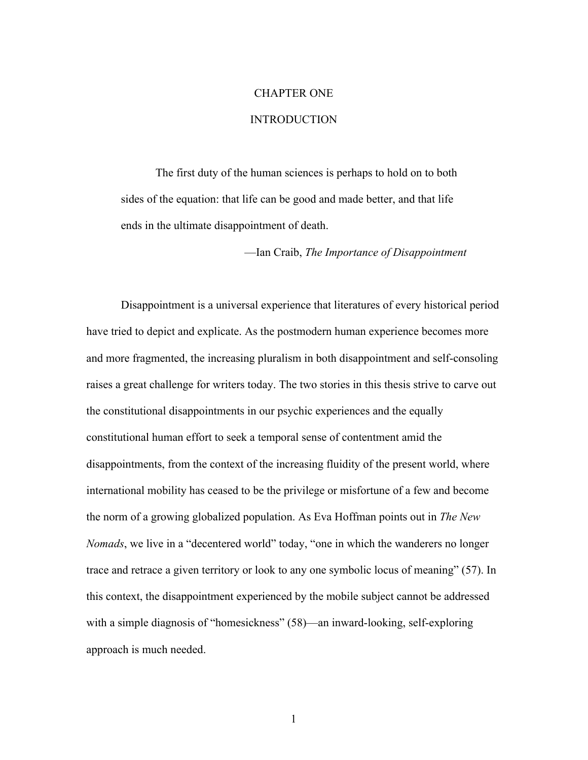# CHAPTER ONE

# INTRODUCTION

> The first duty of the human sciences is perhaps to hold on to both sides of the equation: that life can be good and made better, and that life ends in the ultimate disappointment of death.
>
> —Ian Craib, *The Importance of Disappointment*

Disappointment is a universal experience that literatures of every historical period have tried to depict and explicate. As the postmodern human experience becomes more and more fragmented, the increasing pluralism in both disappointment and self-consoling raises a great challenge for writers today. The two stories in this thesis strive to carve out the constitutional disappointments in our psychic experiences and the equally constitutional human effort to seek a temporal sense of contentment amid the disappointments, from the context of the increasing fluidity of the present world, where international mobility has ceased to be the privilege or misfortune of a few and become the norm of a growing globalized population. As Eva Hoffman points out in *The New Nomads*, we live in a "decentered world" today, "one in which the wanderers no longer trace and retrace a given territory or look to any one symbolic locus of meaning" (57). In this context, the disappointment experienced by the mobile subject cannot be addressed with a simple diagnosis of "homesickness" (58)—an inward-looking, self-exploring approach is much needed.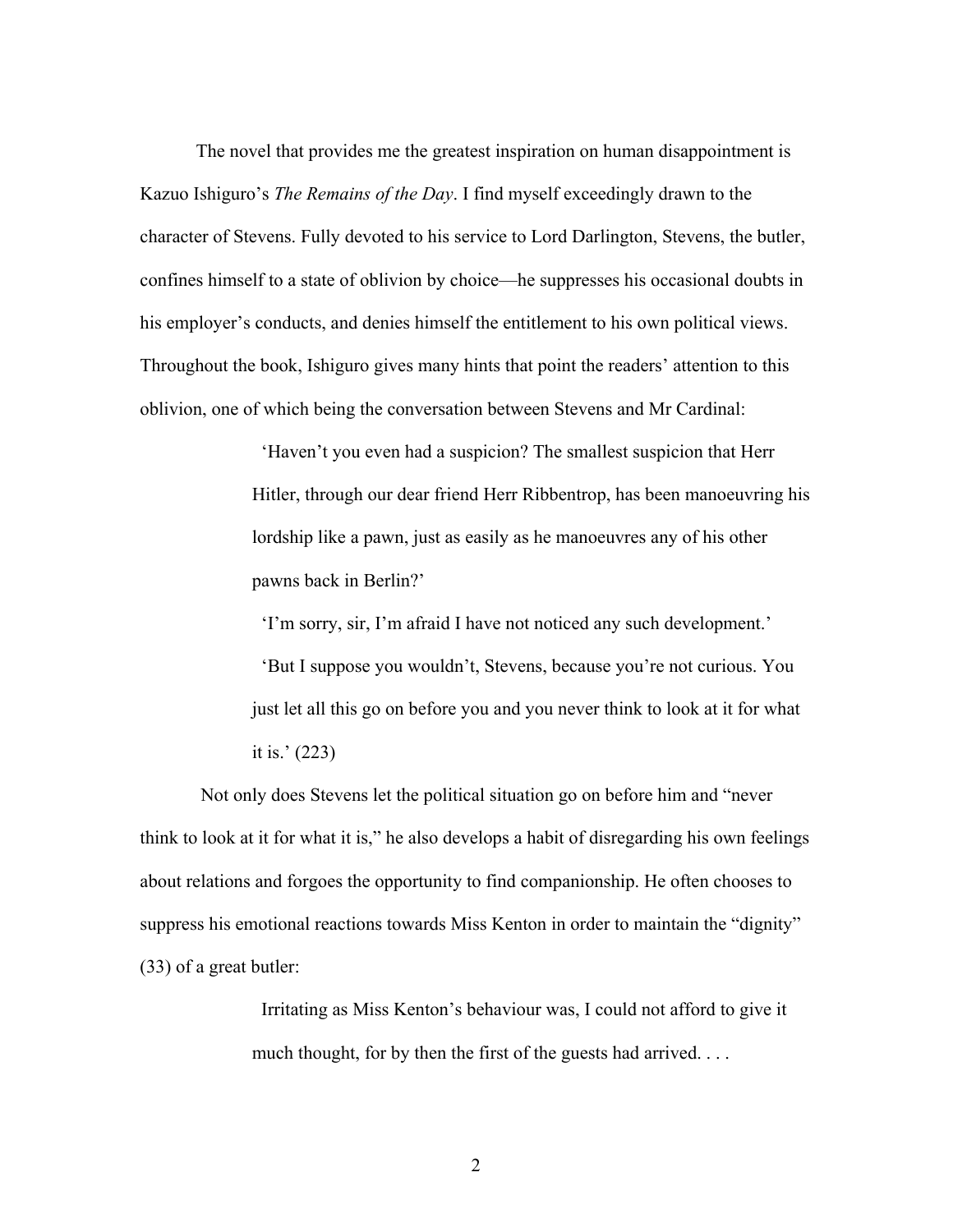The novel that provides me the greatest inspiration on human disappointment is Kazuo Ishiguro's *The Remains of the Day*. I find myself exceedingly drawn to the character of Stevens. Fully devoted to his service to Lord Darlington, Stevens, the butler, confines himself to a state of oblivion by choice—he suppresses his occasional doubts in his employer's conducts, and denies himself the entitlement to his own political views. Throughout the book, Ishiguro gives many hints that point the readers' attention to this oblivion, one of which being the conversation between Stevens and Mr Cardinal:

> 'Haven't you even had a suspicion? The smallest suspicion that Herr Hitler, through our dear friend Herr Ribbentrop, has been manoeuvring his lordship like a pawn, just as easily as he manoeuvres any of his other pawns back in Berlin?'
>
> 'I'm sorry, sir, I'm afraid I have not noticed any such development.'
>
> 'But I suppose you wouldn't, Stevens, because you're not curious. You just let all this go on before you and you never think to look at it for what it is.' (223)

Not only does Stevens let the political situation go on before him and "never think to look at it for what it is," he also develops a habit of disregarding his own feelings about relations and forgoes the opportunity to find companionship. He often chooses to suppress his emotional reactions towards Miss Kenton in order to maintain the "dignity" (33) of a great butler:

> Irritating as Miss Kenton's behaviour was, I could not afford to give it much thought, for by then the first of the guests had arrived. . . .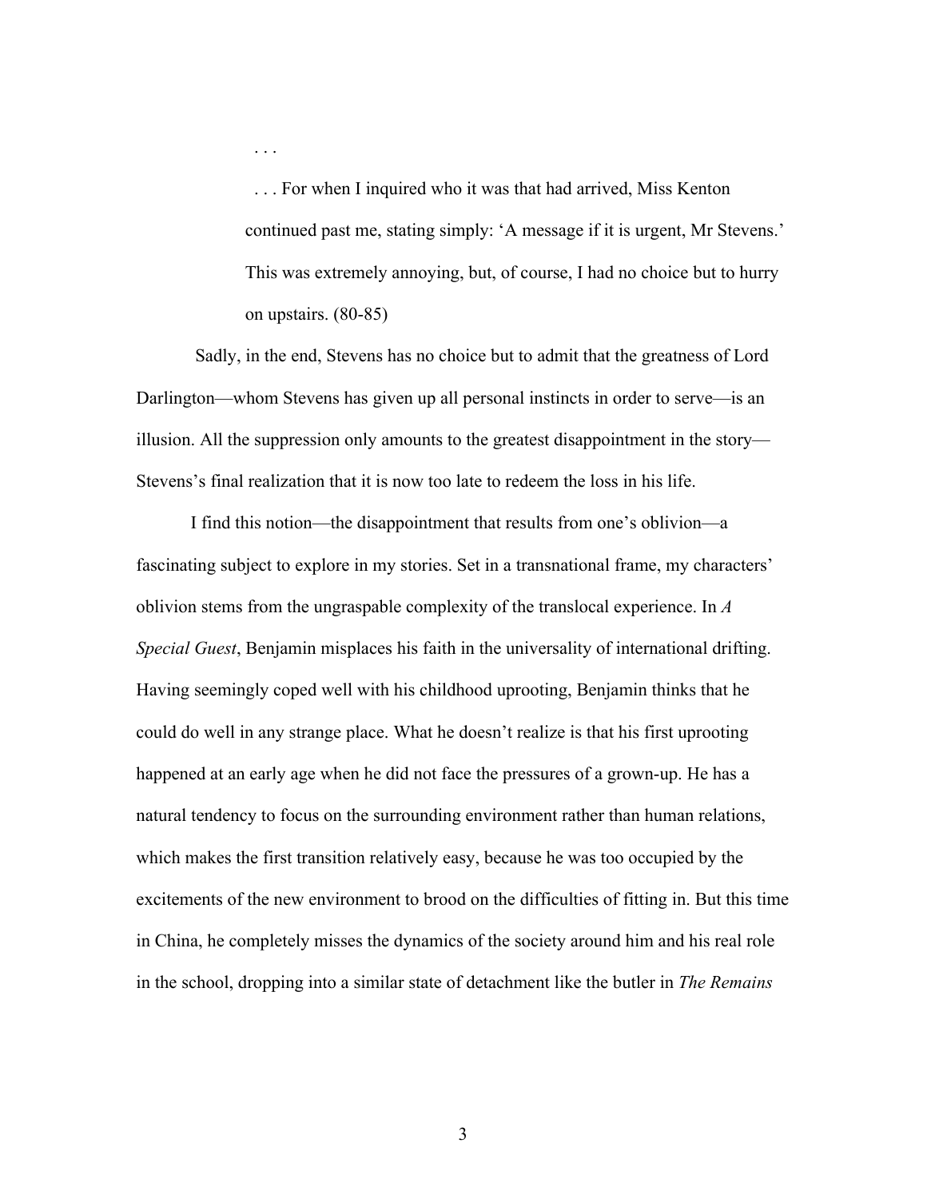> . . .
>
> . . . For when I inquired who it was that had arrived, Miss Kenton continued past me, stating simply: 'A message if it is urgent, Mr Stevens.' This was extremely annoying, but, of course, I had no choice but to hurry on upstairs. (80-85)

Sadly, in the end, Stevens has no choice but to admit that the greatness of Lord Darlington—whom Stevens has given up all personal instincts in order to serve—is an illusion. All the suppression only amounts to the greatest disappointment in the story—Stevens's final realization that it is now too late to redeem the loss in his life.

I find this notion—the disappointment that results from one's oblivion—a fascinating subject to explore in my stories. Set in a transnational frame, my characters' oblivion stems from the ungraspable complexity of the translocal experience. In *A Special Guest*, Benjamin misplaces his faith in the universality of international drifting. Having seemingly coped well with his childhood uprooting, Benjamin thinks that he could do well in any strange place. What he doesn't realize is that his first uprooting happened at an early age when he did not face the pressures of a grown-up. He has a natural tendency to focus on the surrounding environment rather than human relations, which makes the first transition relatively easy, because he was too occupied by the excitements of the new environment to brood on the difficulties of fitting in. But this time in China, he completely misses the dynamics of the society around him and his real role in the school, dropping into a similar state of detachment like the butler in *The Remains*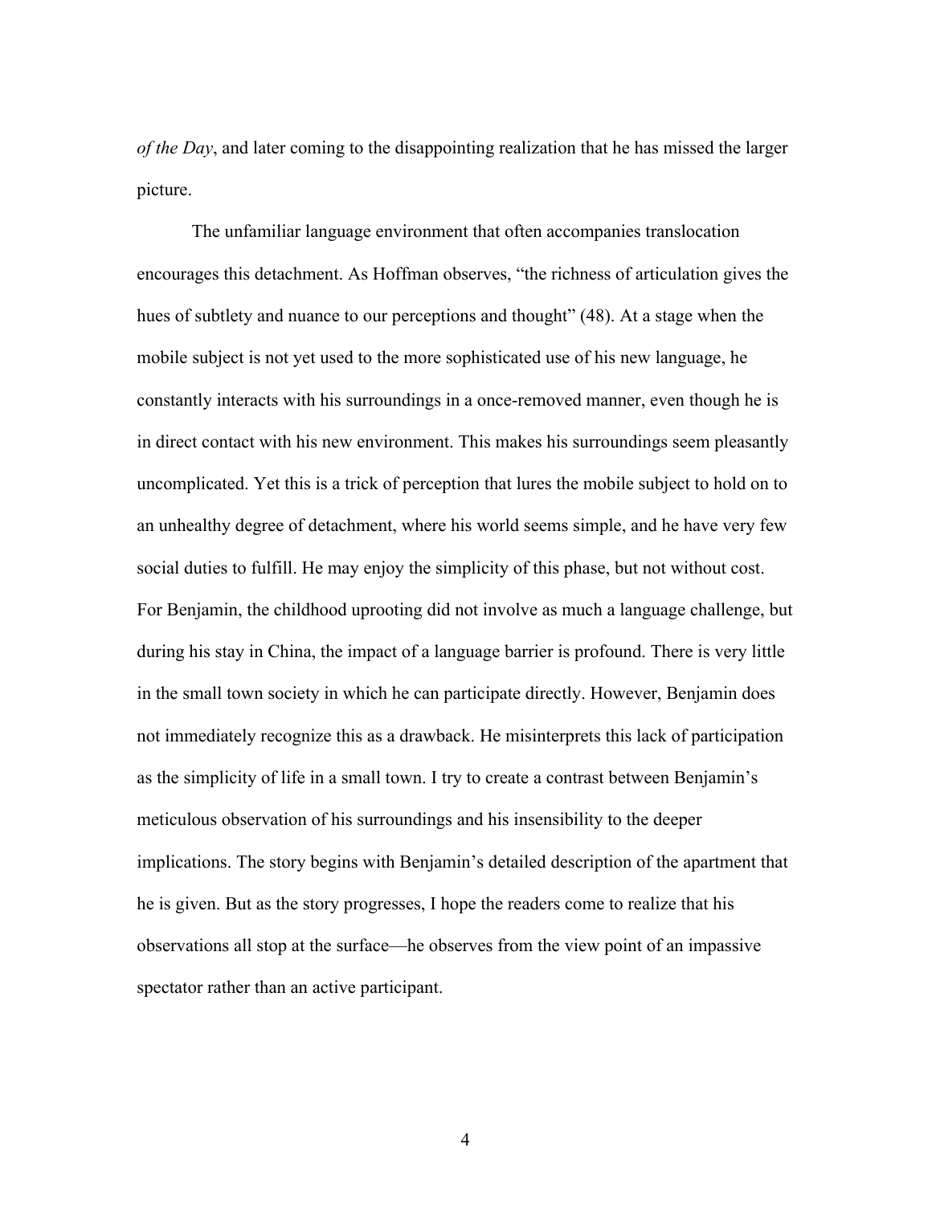*of the Day*, and later coming to the disappointing realization that he has missed the larger picture.

The unfamiliar language environment that often accompanies translocation encourages this detachment. As Hoffman observes, "the richness of articulation gives the hues of subtlety and nuance to our perceptions and thought" (48). At a stage when the mobile subject is not yet used to the more sophisticated use of his new language, he constantly interacts with his surroundings in a once-removed manner, even though he is in direct contact with his new environment. This makes his surroundings seem pleasantly uncomplicated. Yet this is a trick of perception that lures the mobile subject to hold on to an unhealthy degree of detachment, where his world seems simple, and he have very few social duties to fulfill. He may enjoy the simplicity of this phase, but not without cost. For Benjamin, the childhood uprooting did not involve as much a language challenge, but during his stay in China, the impact of a language barrier is profound. There is very little in the small town society in which he can participate directly. However, Benjamin does not immediately recognize this as a drawback. He misinterprets this lack of participation as the simplicity of life in a small town. I try to create a contrast between Benjamin's meticulous observation of his surroundings and his insensibility to the deeper implications. The story begins with Benjamin's detailed description of the apartment that he is given. But as the story progresses, I hope the readers come to realize that his observations all stop at the surface—he observes from the view point of an impassive spectator rather than an active participant.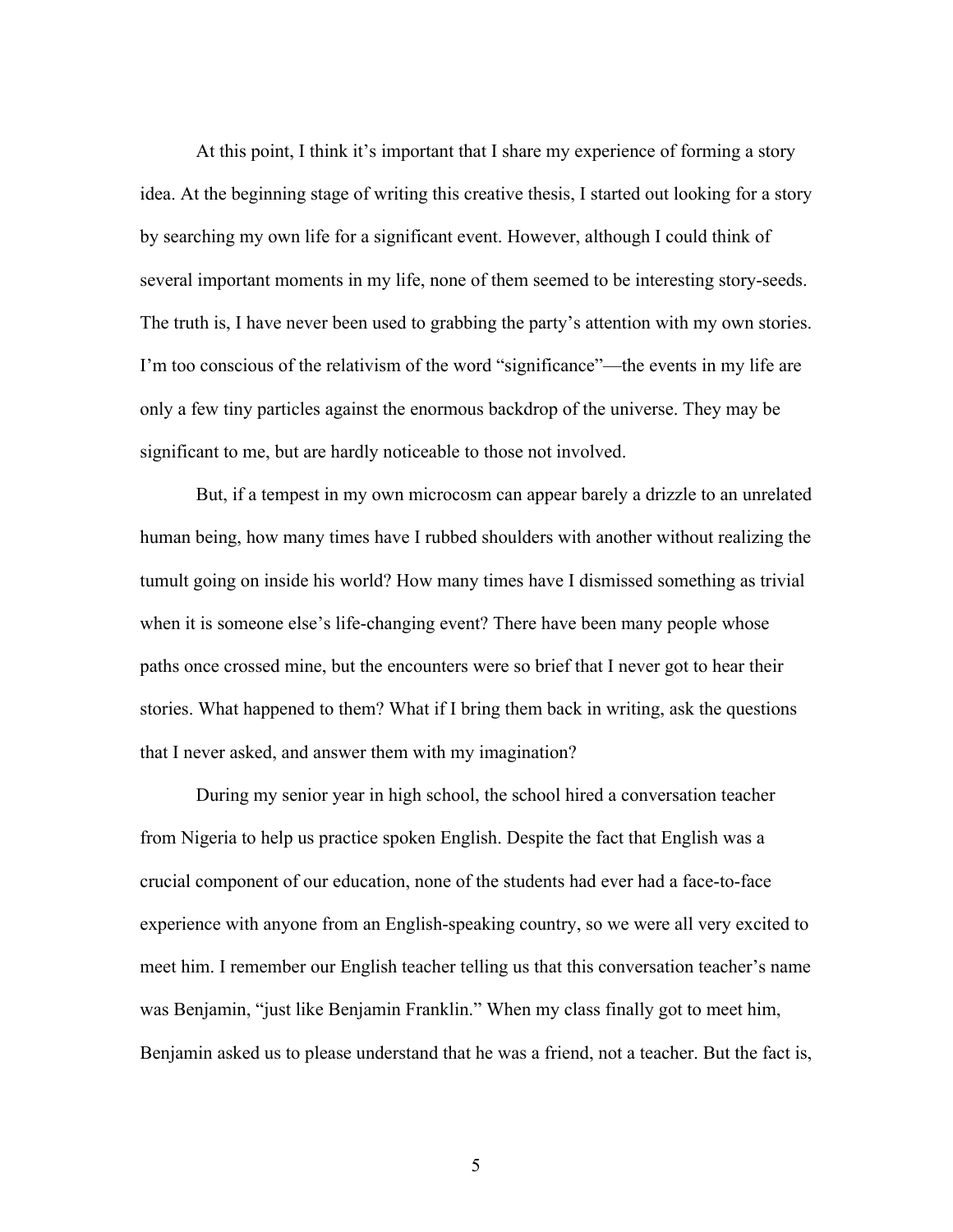At this point, I think it's important that I share my experience of forming a story idea. At the beginning stage of writing this creative thesis, I started out looking for a story by searching my own life for a significant event. However, although I could think of several important moments in my life, none of them seemed to be interesting story-seeds. The truth is, I have never been used to grabbing the party's attention with my own stories. I'm too conscious of the relativism of the word "significance"—the events in my life are only a few tiny particles against the enormous backdrop of the universe. They may be significant to me, but are hardly noticeable to those not involved.

But, if a tempest in my own microcosm can appear barely a drizzle to an unrelated human being, how many times have I rubbed shoulders with another without realizing the tumult going on inside his world? How many times have I dismissed something as trivial when it is someone else's life-changing event? There have been many people whose paths once crossed mine, but the encounters were so brief that I never got to hear their stories. What happened to them? What if I bring them back in writing, ask the questions that I never asked, and answer them with my imagination?

During my senior year in high school, the school hired a conversation teacher from Nigeria to help us practice spoken English. Despite the fact that English was a crucial component of our education, none of the students had ever had a face-to-face experience with anyone from an English-speaking country, so we were all very excited to meet him. I remember our English teacher telling us that this conversation teacher's name was Benjamin, "just like Benjamin Franklin." When my class finally got to meet him, Benjamin asked us to please understand that he was a friend, not a teacher. But the fact is,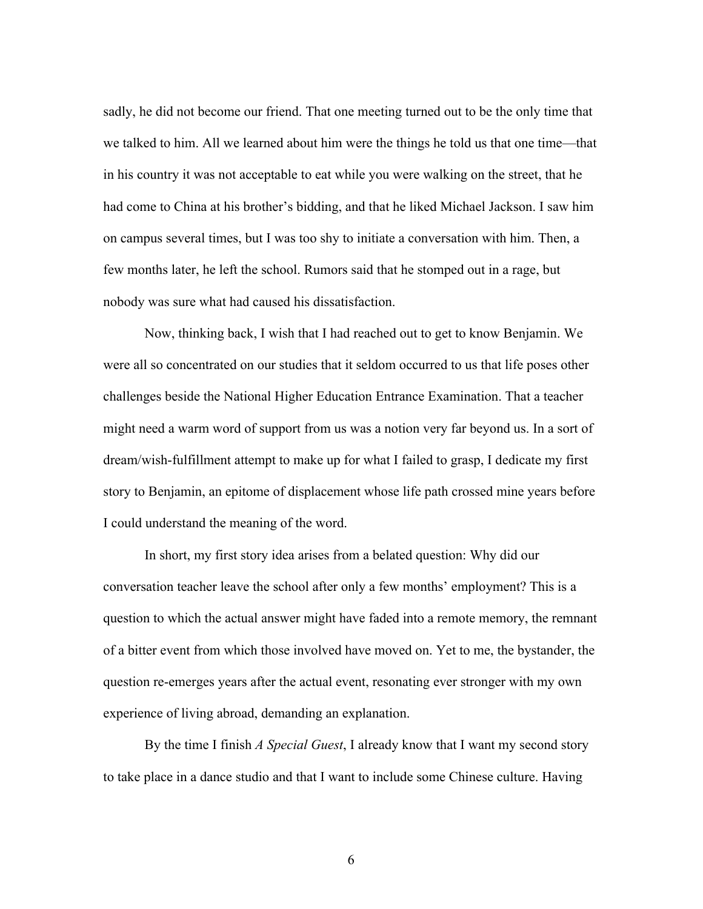sadly, he did not become our friend. That one meeting turned out to be the only time that we talked to him. All we learned about him were the things he told us that one time—that in his country it was not acceptable to eat while you were walking on the street, that he had come to China at his brother's bidding, and that he liked Michael Jackson. I saw him on campus several times, but I was too shy to initiate a conversation with him. Then, a few months later, he left the school. Rumors said that he stomped out in a rage, but nobody was sure what had caused his dissatisfaction.

Now, thinking back, I wish that I had reached out to get to know Benjamin. We were all so concentrated on our studies that it seldom occurred to us that life poses other challenges beside the National Higher Education Entrance Examination. That a teacher might need a warm word of support from us was a notion very far beyond us. In a sort of dream/wish-fulfillment attempt to make up for what I failed to grasp, I dedicate my first story to Benjamin, an epitome of displacement whose life path crossed mine years before I could understand the meaning of the word.

In short, my first story idea arises from a belated question: Why did our conversation teacher leave the school after only a few months' employment? This is a question to which the actual answer might have faded into a remote memory, the remnant of a bitter event from which those involved have moved on. Yet to me, the bystander, the question re-emerges years after the actual event, resonating ever stronger with my own experience of living abroad, demanding an explanation.

By the time I finish *A Special Guest*, I already know that I want my second story to take place in a dance studio and that I want to include some Chinese culture. Having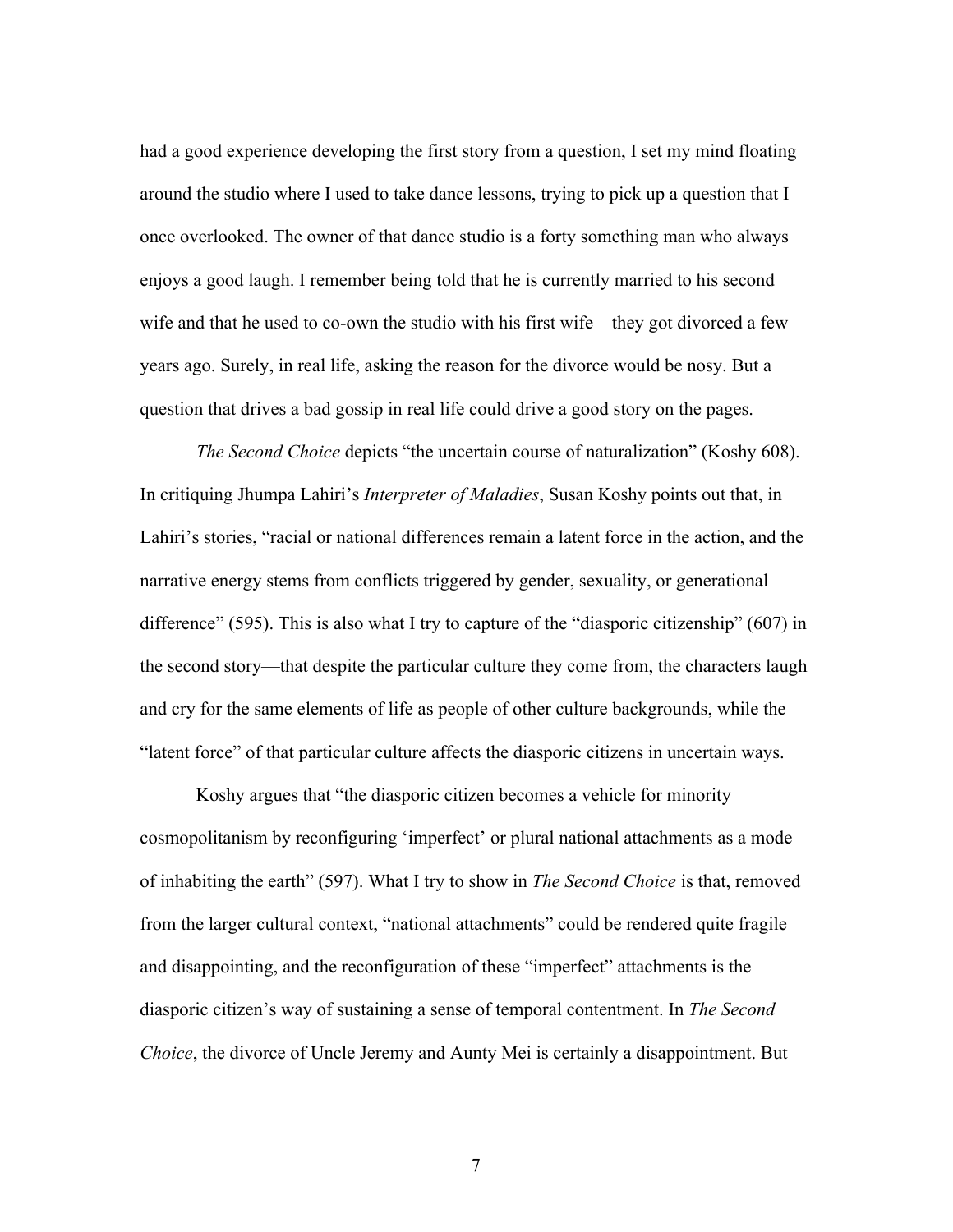had a good experience developing the first story from a question, I set my mind floating around the studio where I used to take dance lessons, trying to pick up a question that I once overlooked. The owner of that dance studio is a forty something man who always enjoys a good laugh. I remember being told that he is currently married to his second wife and that he used to co-own the studio with his first wife—they got divorced a few years ago. Surely, in real life, asking the reason for the divorce would be nosy. But a question that drives a bad gossip in real life could drive a good story on the pages.

*The Second Choice* depicts "the uncertain course of naturalization" (Koshy 608). In critiquing Jhumpa Lahiri's *Interpreter of Maladies*, Susan Koshy points out that, in Lahiri's stories, "racial or national differences remain a latent force in the action, and the narrative energy stems from conflicts triggered by gender, sexuality, or generational difference" (595). This is also what I try to capture of the "diasporic citizenship" (607) in the second story—that despite the particular culture they come from, the characters laugh and cry for the same elements of life as people of other culture backgrounds, while the "latent force" of that particular culture affects the diasporic citizens in uncertain ways.

Koshy argues that "the diasporic citizen becomes a vehicle for minority cosmopolitanism by reconfiguring 'imperfect' or plural national attachments as a mode of inhabiting the earth" (597). What I try to show in *The Second Choice* is that, removed from the larger cultural context, "national attachments" could be rendered quite fragile and disappointing, and the reconfiguration of these "imperfect" attachments is the diasporic citizen's way of sustaining a sense of temporal contentment. In *The Second Choice*, the divorce of Uncle Jeremy and Aunty Mei is certainly a disappointment. But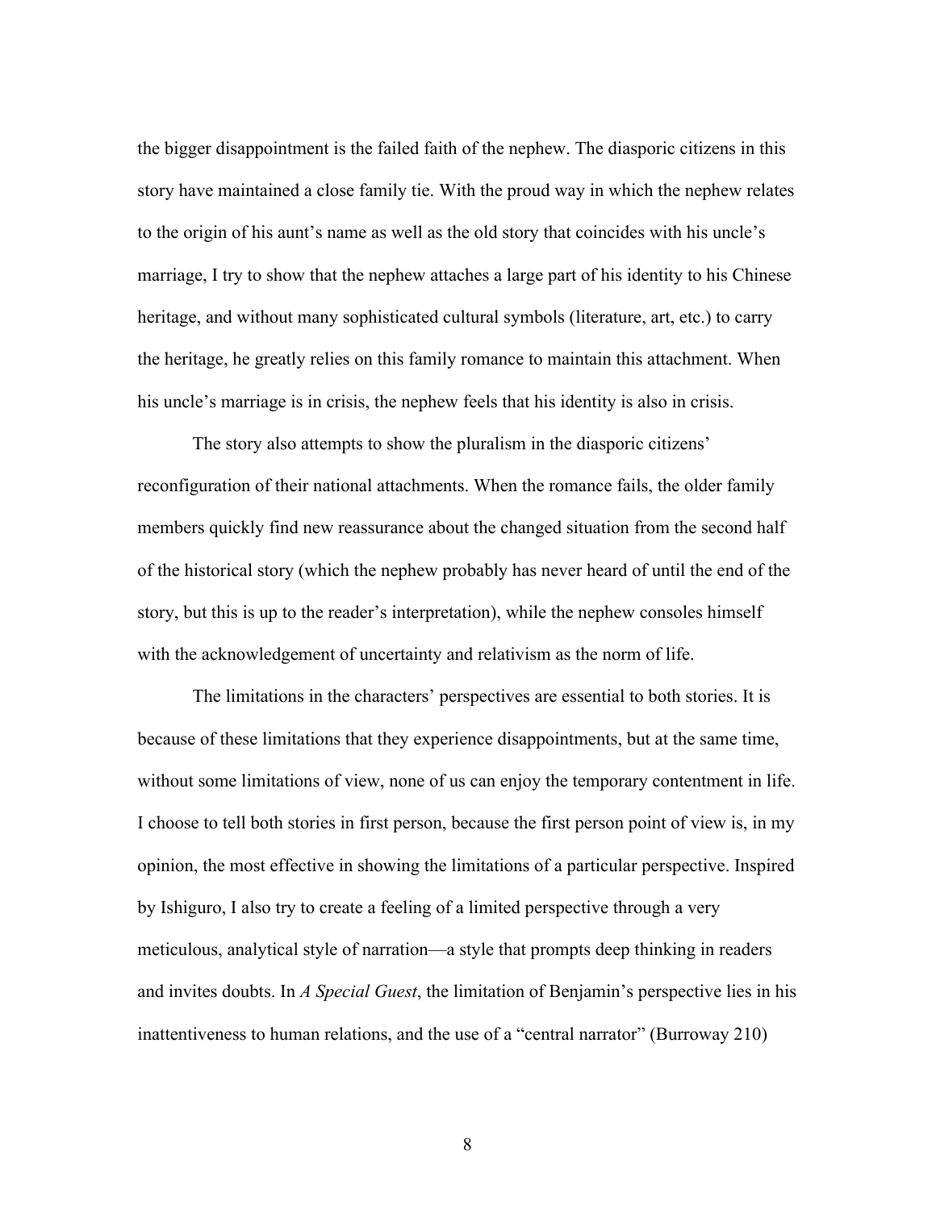the bigger disappointment is the failed faith of the nephew. The diasporic citizens in this story have maintained a close family tie. With the proud way in which the nephew relates to the origin of his aunt's name as well as the old story that coincides with his uncle's marriage, I try to show that the nephew attaches a large part of his identity to his Chinese heritage, and without many sophisticated cultural symbols (literature, art, etc.) to carry the heritage, he greatly relies on this family romance to maintain this attachment. When his uncle's marriage is in crisis, the nephew feels that his identity is also in crisis.

The story also attempts to show the pluralism in the diasporic citizens' reconfiguration of their national attachments. When the romance fails, the older family members quickly find new reassurance about the changed situation from the second half of the historical story (which the nephew probably has never heard of until the end of the story, but this is up to the reader's interpretation), while the nephew consoles himself with the acknowledgement of uncertainty and relativism as the norm of life.

The limitations in the characters' perspectives are essential to both stories. It is because of these limitations that they experience disappointments, but at the same time, without some limitations of view, none of us can enjoy the temporary contentment in life. I choose to tell both stories in first person, because the first person point of view is, in my opinion, the most effective in showing the limitations of a particular perspective. Inspired by Ishiguro, I also try to create a feeling of a limited perspective through a very meticulous, analytical style of narration—a style that prompts deep thinking in readers and invites doubts. In *A Special Guest*, the limitation of Benjamin's perspective lies in his inattentiveness to human relations, and the use of a "central narrator" (Burroway 210)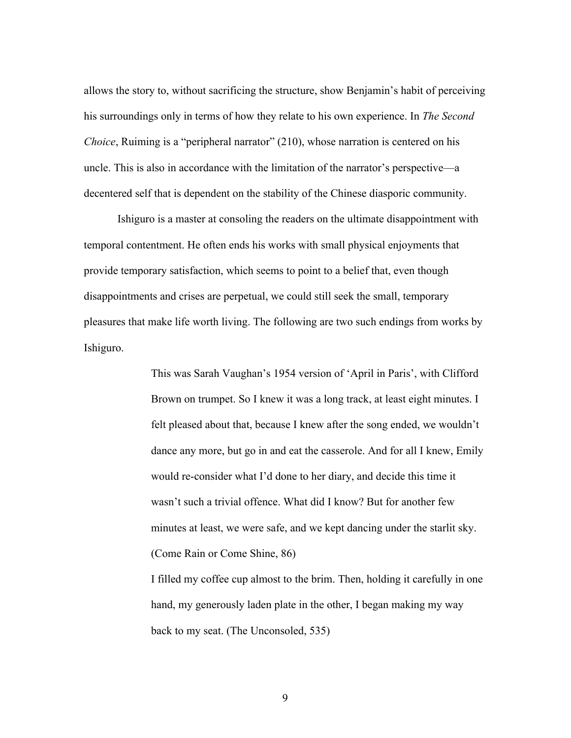allows the story to, without sacrificing the structure, show Benjamin's habit of perceiving his surroundings only in terms of how they relate to his own experience. In *The Second Choice*, Ruiming is a "peripheral narrator" (210), whose narration is centered on his uncle. This is also in accordance with the limitation of the narrator's perspective—a decentered self that is dependent on the stability of the Chinese diasporic community.

Ishiguro is a master at consoling the readers on the ultimate disappointment with temporal contentment. He often ends his works with small physical enjoyments that provide temporary satisfaction, which seems to point to a belief that, even though disappointments and crises are perpetual, we could still seek the small, temporary pleasures that make life worth living. The following are two such endings from works by Ishiguro.

> This was Sarah Vaughan's 1954 version of 'April in Paris', with Clifford Brown on trumpet. So I knew it was a long track, at least eight minutes. I felt pleased about that, because I knew after the song ended, we wouldn't dance any more, but go in and eat the casserole. And for all I knew, Emily would re-consider what I'd done to her diary, and decide this time it wasn't such a trivial offence. What did I know? But for another few minutes at least, we were safe, and we kept dancing under the starlit sky. (Come Rain or Come Shine, 86)
>
> I filled my coffee cup almost to the brim. Then, holding it carefully in one hand, my generously laden plate in the other, I began making my way back to my seat. (The Unconsoled, 535)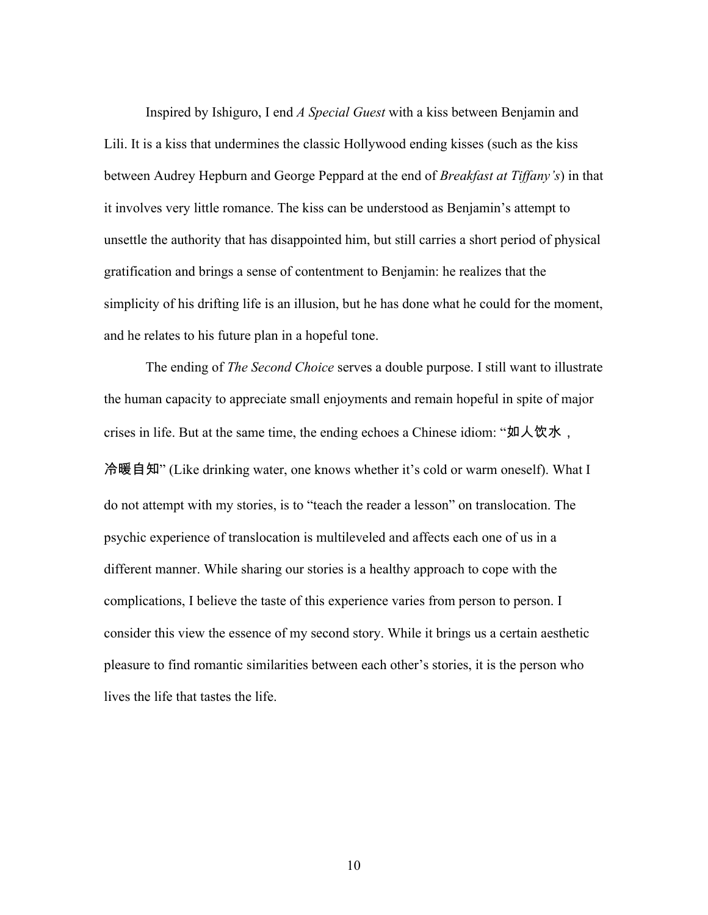Inspired by Ishiguro, I end *A Special Guest* with a kiss between Benjamin and Lili. It is a kiss that undermines the classic Hollywood ending kisses (such as the kiss between Audrey Hepburn and George Peppard at the end of *Breakfast at Tiffany's*) in that it involves very little romance. The kiss can be understood as Benjamin's attempt to unsettle the authority that has disappointed him, but still carries a short period of physical gratification and brings a sense of contentment to Benjamin: he realizes that the simplicity of his drifting life is an illusion, but he has done what he could for the moment, and he relates to his future plan in a hopeful tone.

The ending of *The Second Choice* serves a double purpose. I still want to illustrate the human capacity to appreciate small enjoyments and remain hopeful in spite of major crises in life. But at the same time, the ending echoes a Chinese idiom: "如人饮水，冷暖自知" (Like drinking water, one knows whether it's cold or warm oneself). What I do not attempt with my stories, is to "teach the reader a lesson" on translocation. The psychic experience of translocation is multileveled and affects each one of us in a different manner. While sharing our stories is a healthy approach to cope with the complications, I believe the taste of this experience varies from person to person. I consider this view the essence of my second story. While it brings us a certain aesthetic pleasure to find romantic similarities between each other's stories, it is the person who lives the life that tastes the life.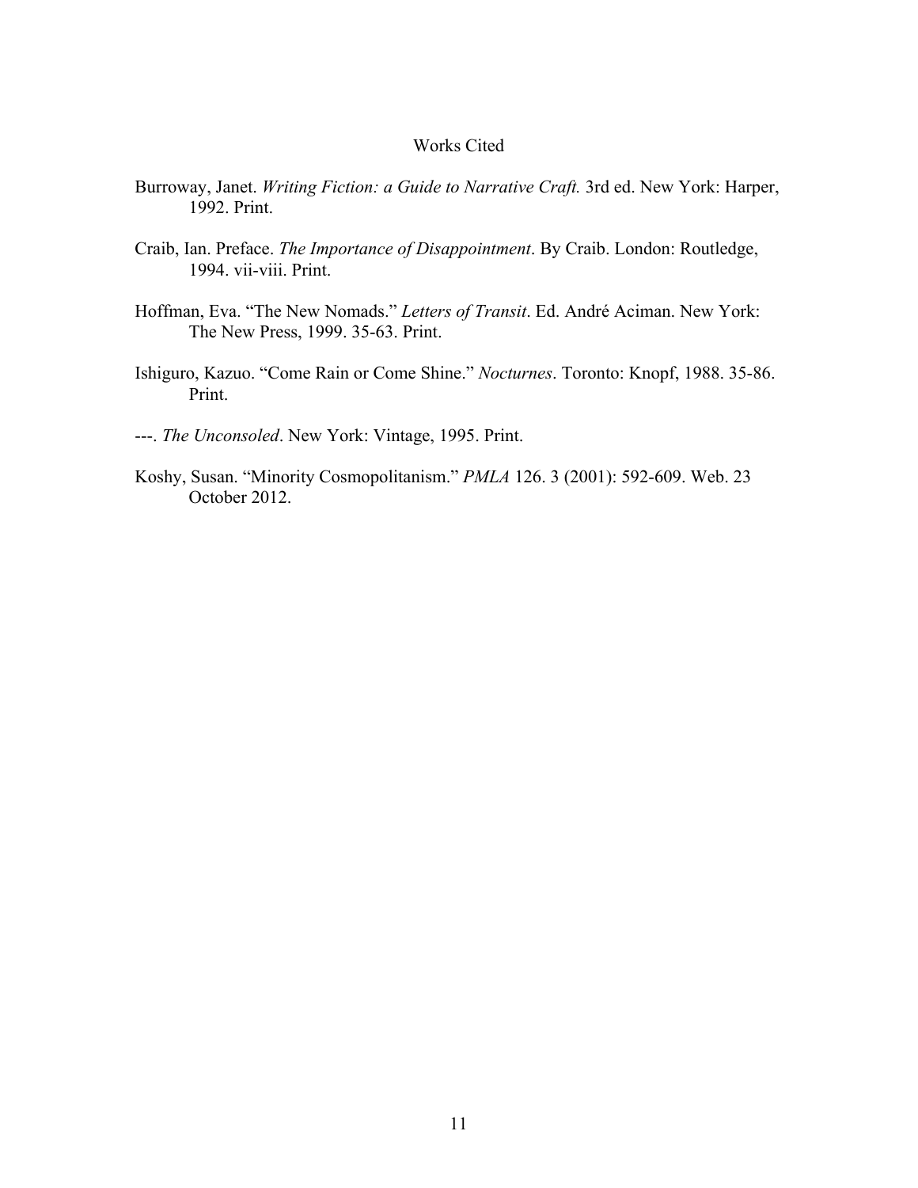# Works Cited

Burroway, Janet. *Writing Fiction: a Guide to Narrative Craft.* 3rd ed. New York: Harper, 1992. Print.

Craib, Ian. Preface. *The Importance of Disappointment*. By Craib. London: Routledge, 1994. vii-viii. Print.

Hoffman, Eva. "The New Nomads." *Letters of Transit*. Ed. André Aciman. New York: The New Press, 1999. 35-63. Print.

Ishiguro, Kazuo. "Come Rain or Come Shine." *Nocturnes*. Toronto: Knopf, 1988. 35-86. Print.

---. *The Unconsoled*. New York: Vintage, 1995. Print.

Koshy, Susan. "Minority Cosmopolitanism." *PMLA* 126. 3 (2001): 592-609. Web. 23 October 2012.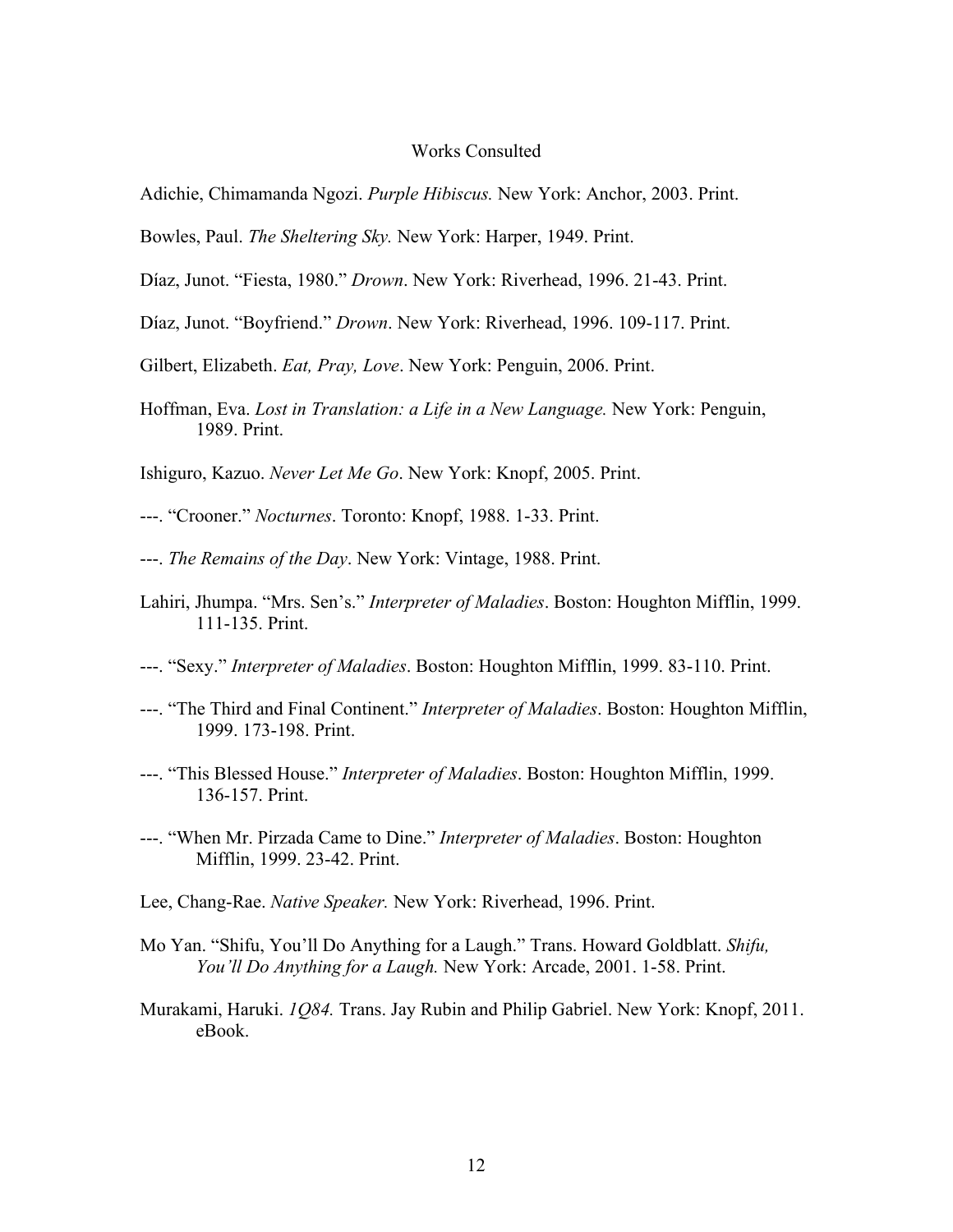# Works Consulted

Adichie, Chimamanda Ngozi. *Purple Hibiscus.* New York: Anchor, 2003. Print.

Bowles, Paul. *The Sheltering Sky.* New York: Harper, 1949. Print.

Díaz, Junot. "Fiesta, 1980." *Drown*. New York: Riverhead, 1996. 21-43. Print.

Díaz, Junot. "Boyfriend." *Drown*. New York: Riverhead, 1996. 109-117. Print.

Gilbert, Elizabeth. *Eat, Pray, Love*. New York: Penguin, 2006. Print.

Hoffman, Eva. *Lost in Translation: a Life in a New Language.* New York: Penguin, 1989. Print.

Ishiguro, Kazuo. *Never Let Me Go*. New York: Knopf, 2005. Print.

---. "Crooner." *Nocturnes*. Toronto: Knopf, 1988. 1-33. Print.

---. *The Remains of the Day*. New York: Vintage, 1988. Print.

Lahiri, Jhumpa. "Mrs. Sen's." *Interpreter of Maladies*. Boston: Houghton Mifflin, 1999. 111-135. Print.

---. "Sexy." *Interpreter of Maladies*. Boston: Houghton Mifflin, 1999. 83-110. Print.

---. "The Third and Final Continent." *Interpreter of Maladies*. Boston: Houghton Mifflin, 1999. 173-198. Print.

---. "This Blessed House." *Interpreter of Maladies*. Boston: Houghton Mifflin, 1999. 136-157. Print.

---. "When Mr. Pirzada Came to Dine." *Interpreter of Maladies*. Boston: Houghton Mifflin, 1999. 23-42. Print.

Lee, Chang-Rae. *Native Speaker.* New York: Riverhead, 1996. Print.

Mo Yan. "Shifu, You'll Do Anything for a Laugh." Trans. Howard Goldblatt. *Shifu, You'll Do Anything for a Laugh.* New York: Arcade, 2001. 1-58. Print.

Murakami, Haruki. *1Q84.* Trans. Jay Rubin and Philip Gabriel. New York: Knopf, 2011. eBook.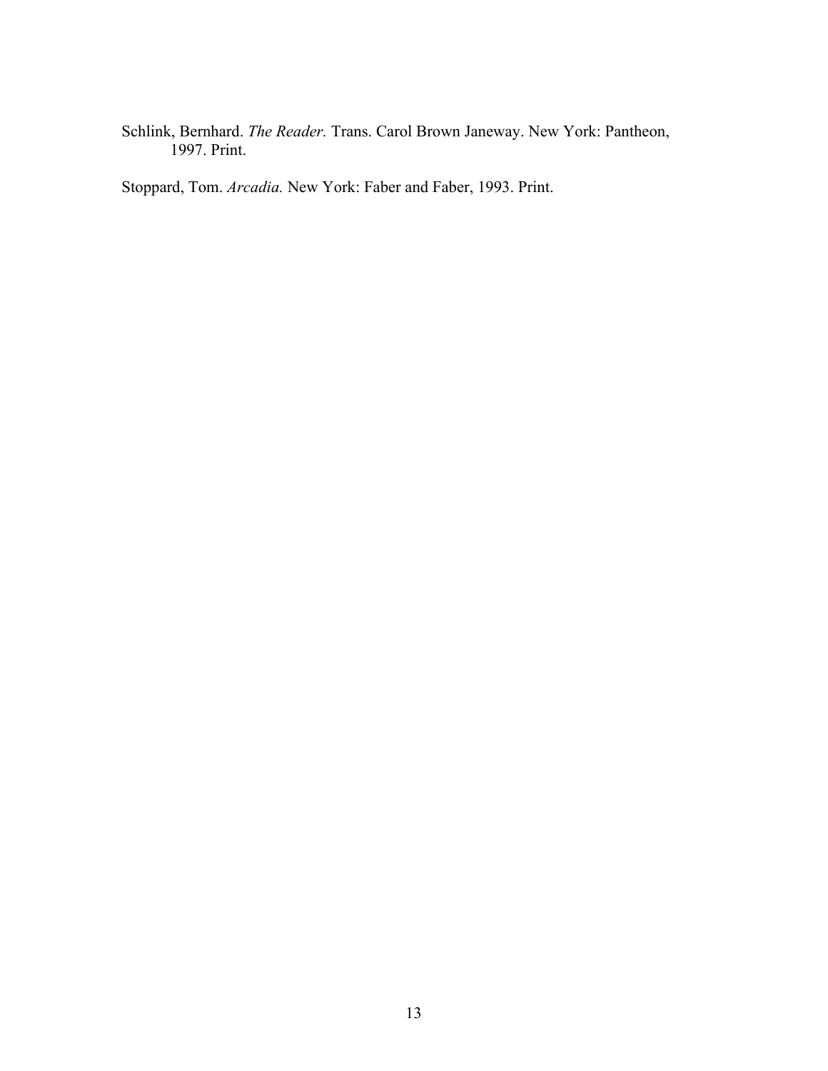Schlink, Bernhard. *The Reader.* Trans. Carol Brown Janeway. New York: Pantheon, 1997. Print.

Stoppard, Tom. *Arcadia.* New York: Faber and Faber, 1993. Print.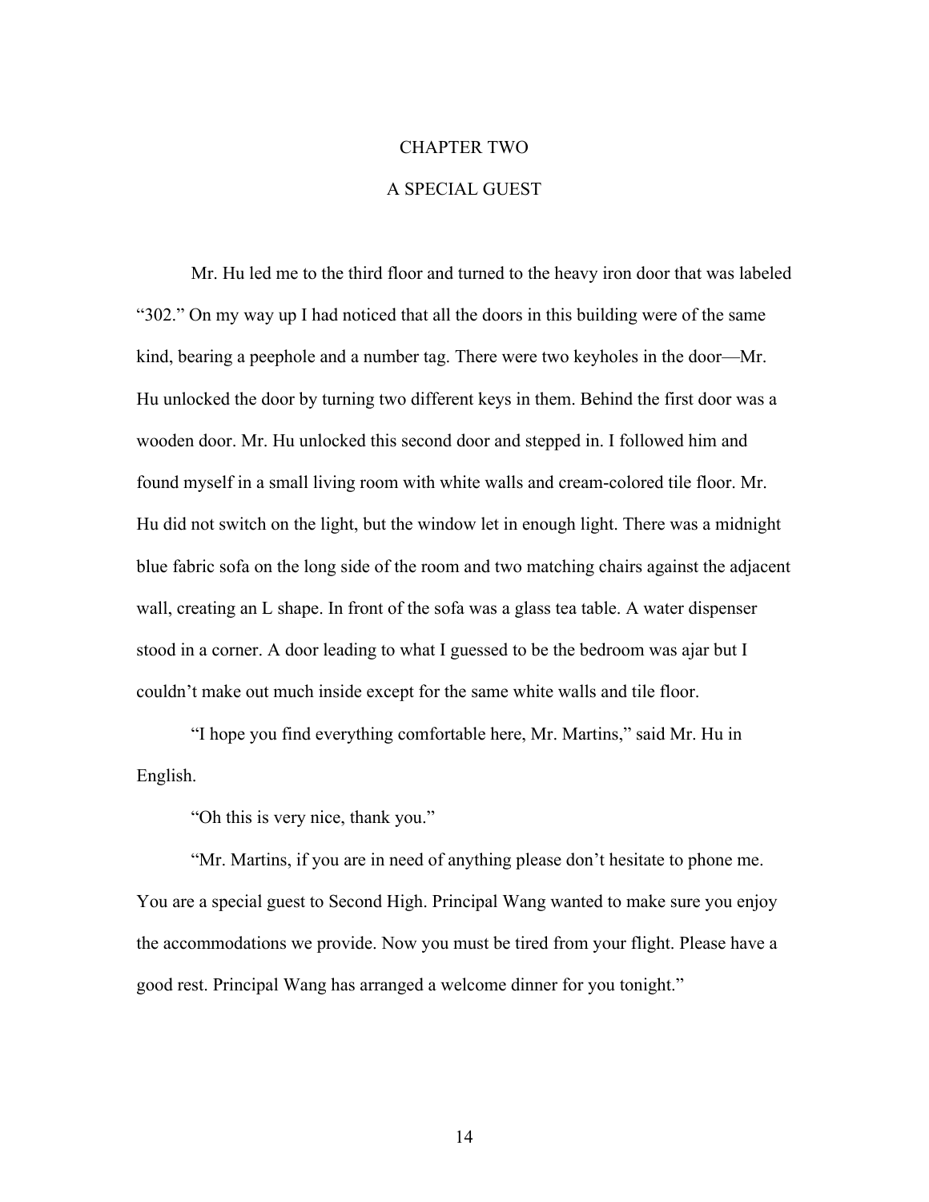# CHAPTER TWO

## A SPECIAL GUEST

Mr. Hu led me to the third floor and turned to the heavy iron door that was labeled "302." On my way up I had noticed that all the doors in this building were of the same kind, bearing a peephole and a number tag. There were two keyholes in the door—Mr. Hu unlocked the door by turning two different keys in them. Behind the first door was a wooden door. Mr. Hu unlocked this second door and stepped in. I followed him and found myself in a small living room with white walls and cream-colored tile floor. Mr. Hu did not switch on the light, but the window let in enough light. There was a midnight blue fabric sofa on the long side of the room and two matching chairs against the adjacent wall, creating an L shape. In front of the sofa was a glass tea table. A water dispenser stood in a corner. A door leading to what I guessed to be the bedroom was ajar but I couldn't make out much inside except for the same white walls and tile floor.

"I hope you find everything comfortable here, Mr. Martins," said Mr. Hu in English.

"Oh this is very nice, thank you."

"Mr. Martins, if you are in need of anything please don't hesitate to phone me. You are a special guest to Second High. Principal Wang wanted to make sure you enjoy the accommodations we provide. Now you must be tired from your flight. Please have a good rest. Principal Wang has arranged a welcome dinner for you tonight."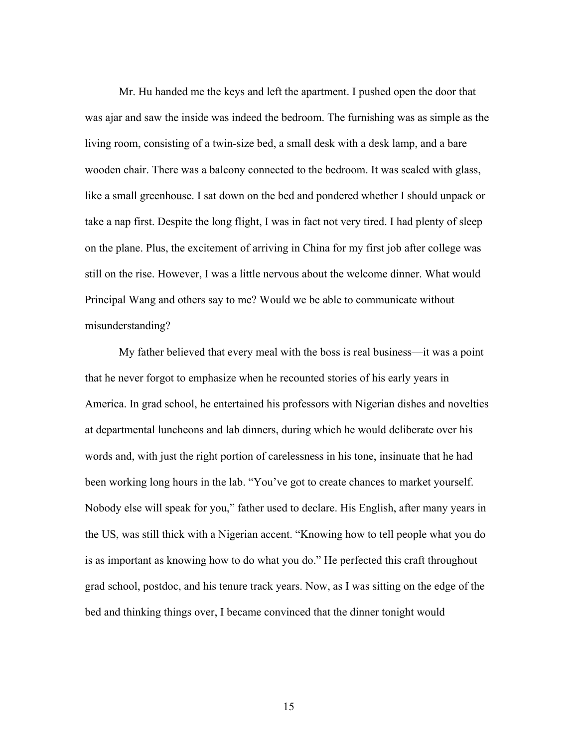Mr. Hu handed me the keys and left the apartment. I pushed open the door that was ajar and saw the inside was indeed the bedroom. The furnishing was as simple as the living room, consisting of a twin-size bed, a small desk with a desk lamp, and a bare wooden chair. There was a balcony connected to the bedroom. It was sealed with glass, like a small greenhouse. I sat down on the bed and pondered whether I should unpack or take a nap first. Despite the long flight, I was in fact not very tired. I had plenty of sleep on the plane. Plus, the excitement of arriving in China for my first job after college was still on the rise. However, I was a little nervous about the welcome dinner. What would Principal Wang and others say to me? Would we be able to communicate without misunderstanding?

My father believed that every meal with the boss is real business—it was a point that he never forgot to emphasize when he recounted stories of his early years in America. In grad school, he entertained his professors with Nigerian dishes and novelties at departmental luncheons and lab dinners, during which he would deliberate over his words and, with just the right portion of carelessness in his tone, insinuate that he had been working long hours in the lab. "You've got to create chances to market yourself. Nobody else will speak for you," father used to declare. His English, after many years in the US, was still thick with a Nigerian accent. "Knowing how to tell people what you do is as important as knowing how to do what you do." He perfected this craft throughout grad school, postdoc, and his tenure track years. Now, as I was sitting on the edge of the bed and thinking things over, I became convinced that the dinner tonight would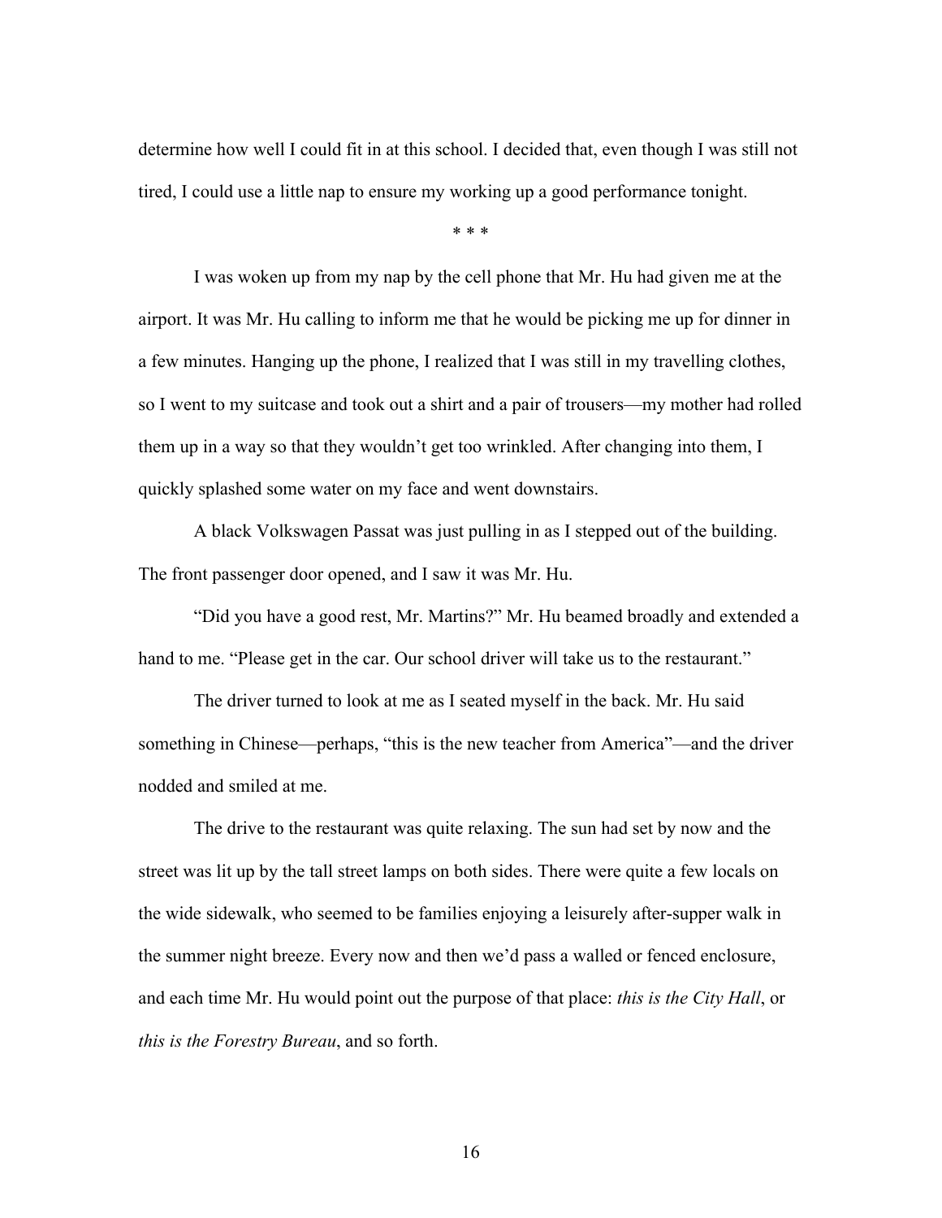determine how well I could fit in at this school. I decided that, even though I was still not tired, I could use a little nap to ensure my working up a good performance tonight.

* * *

I was woken up from my nap by the cell phone that Mr. Hu had given me at the airport. It was Mr. Hu calling to inform me that he would be picking me up for dinner in a few minutes. Hanging up the phone, I realized that I was still in my travelling clothes, so I went to my suitcase and took out a shirt and a pair of trousers—my mother had rolled them up in a way so that they wouldn't get too wrinkled. After changing into them, I quickly splashed some water on my face and went downstairs.

A black Volkswagen Passat was just pulling in as I stepped out of the building. The front passenger door opened, and I saw it was Mr. Hu.

"Did you have a good rest, Mr. Martins?" Mr. Hu beamed broadly and extended a hand to me. "Please get in the car. Our school driver will take us to the restaurant."

The driver turned to look at me as I seated myself in the back. Mr. Hu said something in Chinese—perhaps, "this is the new teacher from America"—and the driver nodded and smiled at me.

The drive to the restaurant was quite relaxing. The sun had set by now and the street was lit up by the tall street lamps on both sides. There were quite a few locals on the wide sidewalk, who seemed to be families enjoying a leisurely after-supper walk in the summer night breeze. Every now and then we'd pass a walled or fenced enclosure, and each time Mr. Hu would point out the purpose of that place: *this is the City Hall*, or *this is the Forestry Bureau*, and so forth.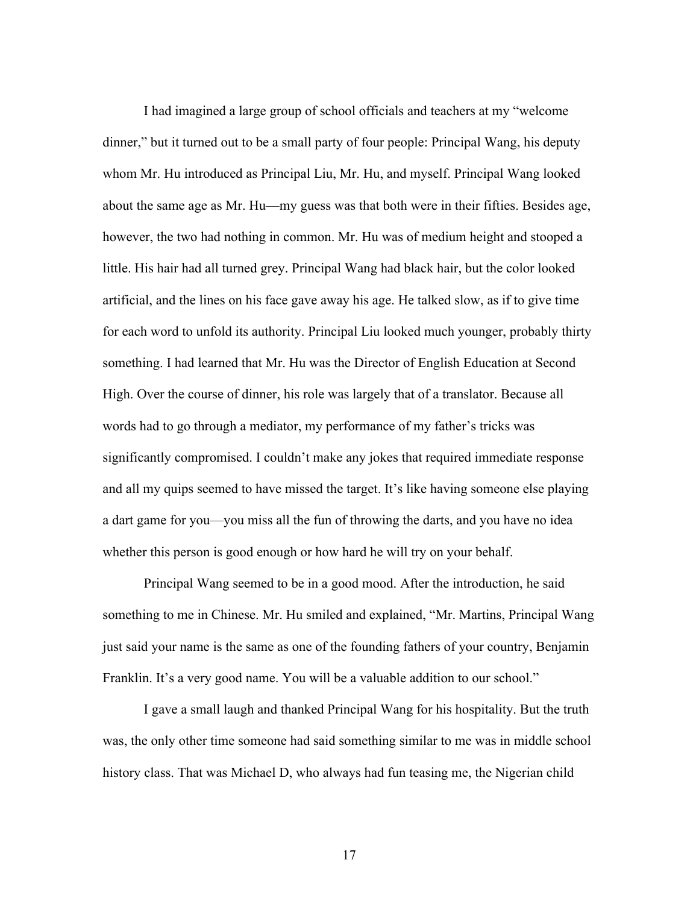I had imagined a large group of school officials and teachers at my "welcome dinner," but it turned out to be a small party of four people: Principal Wang, his deputy whom Mr. Hu introduced as Principal Liu, Mr. Hu, and myself. Principal Wang looked about the same age as Mr. Hu—my guess was that both were in their fifties. Besides age, however, the two had nothing in common. Mr. Hu was of medium height and stooped a little. His hair had all turned grey. Principal Wang had black hair, but the color looked artificial, and the lines on his face gave away his age. He talked slow, as if to give time for each word to unfold its authority. Principal Liu looked much younger, probably thirty something. I had learned that Mr. Hu was the Director of English Education at Second High. Over the course of dinner, his role was largely that of a translator. Because all words had to go through a mediator, my performance of my father's tricks was significantly compromised. I couldn't make any jokes that required immediate response and all my quips seemed to have missed the target. It's like having someone else playing a dart game for you—you miss all the fun of throwing the darts, and you have no idea whether this person is good enough or how hard he will try on your behalf.

Principal Wang seemed to be in a good mood. After the introduction, he said something to me in Chinese. Mr. Hu smiled and explained, "Mr. Martins, Principal Wang just said your name is the same as one of the founding fathers of your country, Benjamin Franklin. It's a very good name. You will be a valuable addition to our school."

I gave a small laugh and thanked Principal Wang for his hospitality. But the truth was, the only other time someone had said something similar to me was in middle school history class. That was Michael D, who always had fun teasing me, the Nigerian child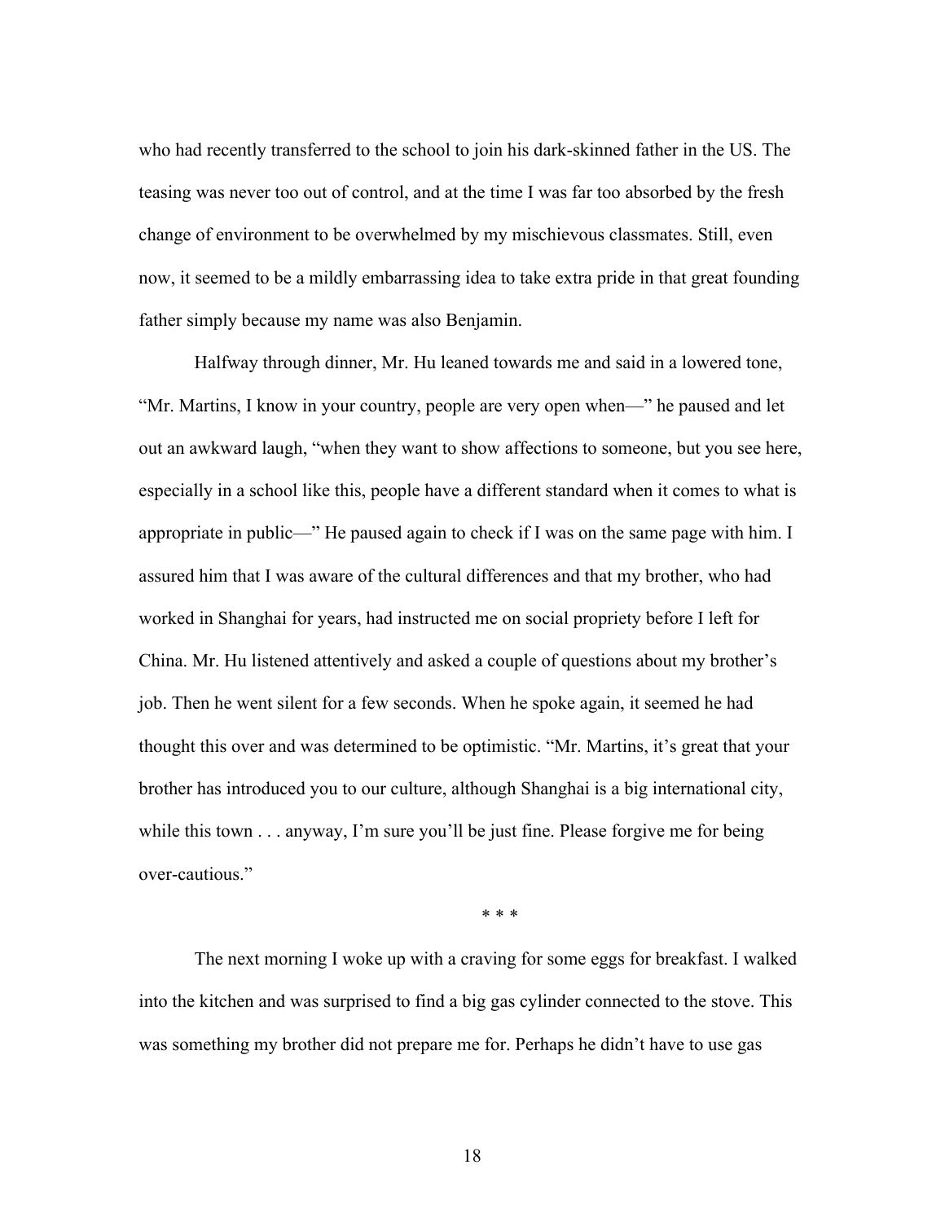who had recently transferred to the school to join his dark-skinned father in the US. The teasing was never too out of control, and at the time I was far too absorbed by the fresh change of environment to be overwhelmed by my mischievous classmates. Still, even now, it seemed to be a mildly embarrassing idea to take extra pride in that great founding father simply because my name was also Benjamin.

Halfway through dinner, Mr. Hu leaned towards me and said in a lowered tone, "Mr. Martins, I know in your country, people are very open when—" he paused and let out an awkward laugh, "when they want to show affections to someone, but you see here, especially in a school like this, people have a different standard when it comes to what is appropriate in public—" He paused again to check if I was on the same page with him. I assured him that I was aware of the cultural differences and that my brother, who had worked in Shanghai for years, had instructed me on social propriety before I left for China. Mr. Hu listened attentively and asked a couple of questions about my brother's job. Then he went silent for a few seconds. When he spoke again, it seemed he had thought this over and was determined to be optimistic. "Mr. Martins, it's great that your brother has introduced you to our culture, although Shanghai is a big international city, while this town . . . anyway, I'm sure you'll be just fine. Please forgive me for being over-cautious."

\* \* \*

The next morning I woke up with a craving for some eggs for breakfast. I walked into the kitchen and was surprised to find a big gas cylinder connected to the stove. This was something my brother did not prepare me for. Perhaps he didn't have to use gas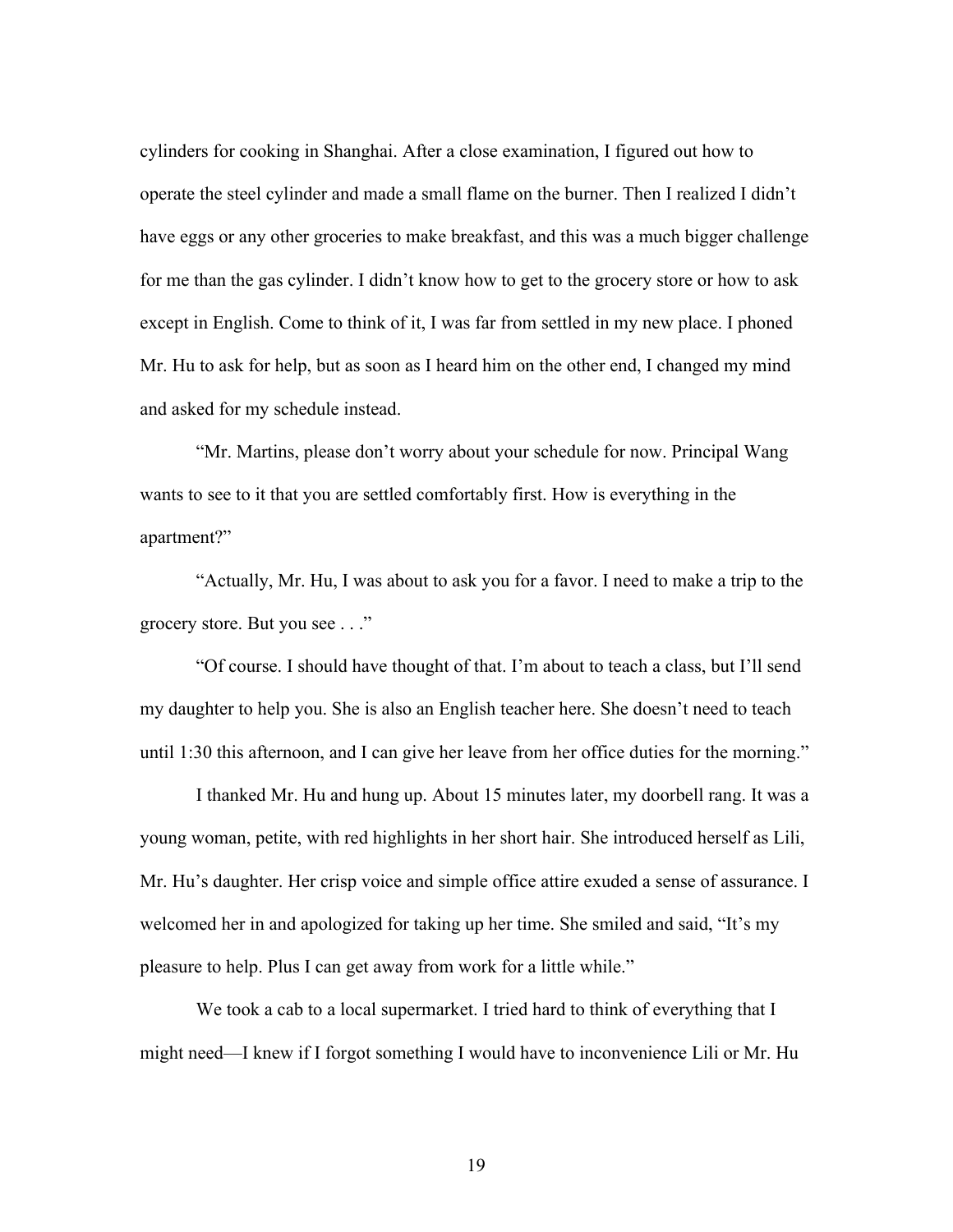cylinders for cooking in Shanghai. After a close examination, I figured out how to operate the steel cylinder and made a small flame on the burner. Then I realized I didn't have eggs or any other groceries to make breakfast, and this was a much bigger challenge for me than the gas cylinder. I didn't know how to get to the grocery store or how to ask except in English. Come to think of it, I was far from settled in my new place. I phoned Mr. Hu to ask for help, but as soon as I heard him on the other end, I changed my mind and asked for my schedule instead.

"Mr. Martins, please don't worry about your schedule for now. Principal Wang wants to see to it that you are settled comfortably first. How is everything in the apartment?"

"Actually, Mr. Hu, I was about to ask you for a favor. I need to make a trip to the grocery store. But you see . . ."

"Of course. I should have thought of that. I'm about to teach a class, but I'll send my daughter to help you. She is also an English teacher here. She doesn't need to teach until 1:30 this afternoon, and I can give her leave from her office duties for the morning."

I thanked Mr. Hu and hung up. About 15 minutes later, my doorbell rang. It was a young woman, petite, with red highlights in her short hair. She introduced herself as Lili, Mr. Hu's daughter. Her crisp voice and simple office attire exuded a sense of assurance. I welcomed her in and apologized for taking up her time. She smiled and said, "It's my pleasure to help. Plus I can get away from work for a little while."

We took a cab to a local supermarket. I tried hard to think of everything that I might need—I knew if I forgot something I would have to inconvenience Lili or Mr. Hu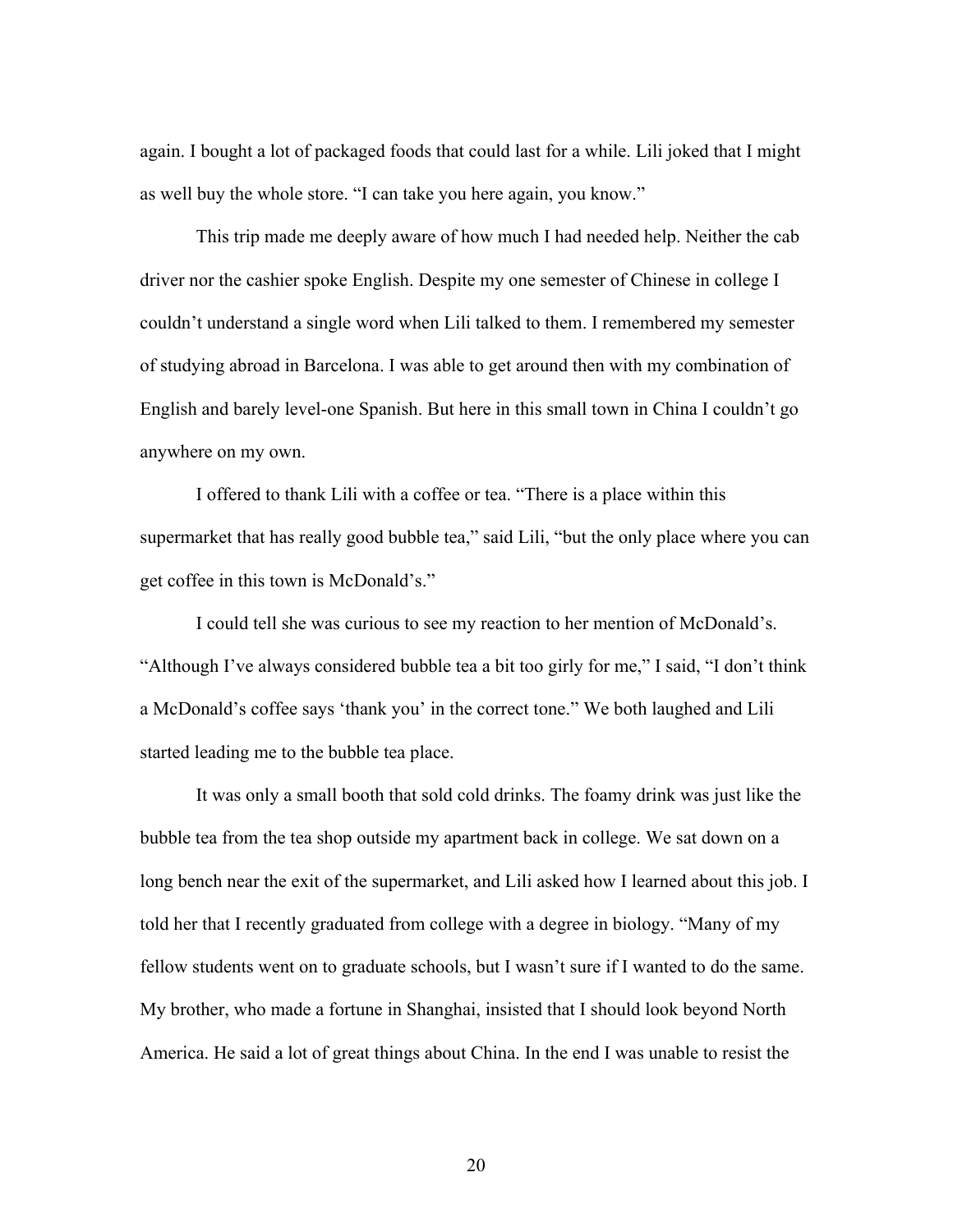again. I bought a lot of packaged foods that could last for a while. Lili joked that I might as well buy the whole store. "I can take you here again, you know."

This trip made me deeply aware of how much I had needed help. Neither the cab driver nor the cashier spoke English. Despite my one semester of Chinese in college I couldn't understand a single word when Lili talked to them. I remembered my semester of studying abroad in Barcelona. I was able to get around then with my combination of English and barely level-one Spanish. But here in this small town in China I couldn't go anywhere on my own.

I offered to thank Lili with a coffee or tea. "There is a place within this supermarket that has really good bubble tea," said Lili, "but the only place where you can get coffee in this town is McDonald's."

I could tell she was curious to see my reaction to her mention of McDonald's. "Although I've always considered bubble tea a bit too girly for me," I said, "I don't think a McDonald's coffee says 'thank you' in the correct tone." We both laughed and Lili started leading me to the bubble tea place.

It was only a small booth that sold cold drinks. The foamy drink was just like the bubble tea from the tea shop outside my apartment back in college. We sat down on a long bench near the exit of the supermarket, and Lili asked how I learned about this job. I told her that I recently graduated from college with a degree in biology. "Many of my fellow students went on to graduate schools, but I wasn't sure if I wanted to do the same. My brother, who made a fortune in Shanghai, insisted that I should look beyond North America. He said a lot of great things about China. In the end I was unable to resist the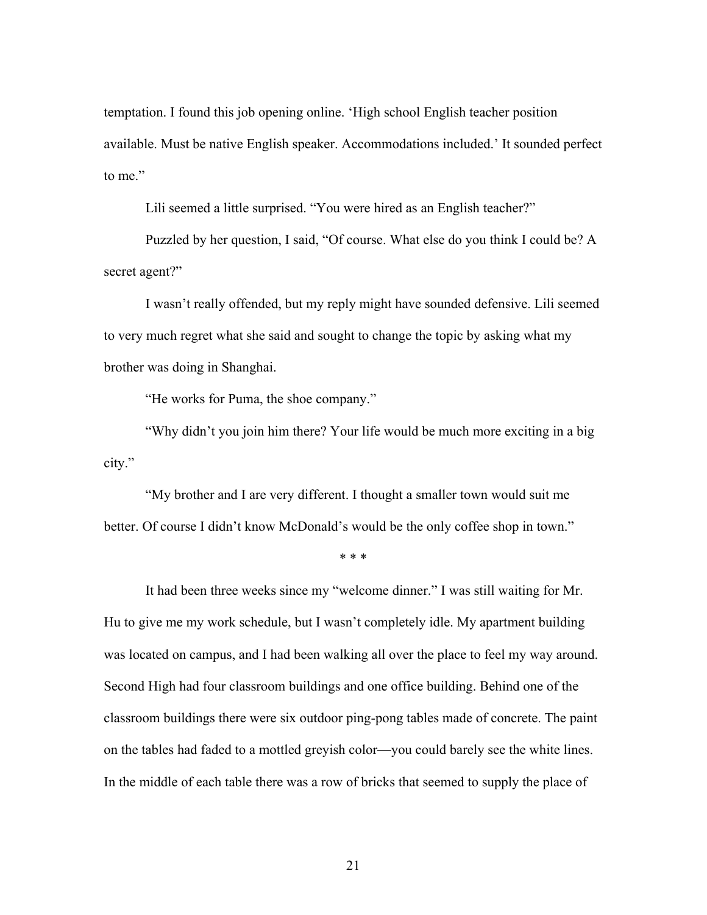temptation. I found this job opening online. 'High school English teacher position available. Must be native English speaker. Accommodations included.' It sounded perfect to me."

Lili seemed a little surprised. "You were hired as an English teacher?"

Puzzled by her question, I said, "Of course. What else do you think I could be? A secret agent?"

I wasn't really offended, but my reply might have sounded defensive. Lili seemed to very much regret what she said and sought to change the topic by asking what my brother was doing in Shanghai.

"He works for Puma, the shoe company."

"Why didn't you join him there? Your life would be much more exciting in a big city."

"My brother and I are very different. I thought a smaller town would suit me better. Of course I didn't know McDonald's would be the only coffee shop in town."

\* \* \*

It had been three weeks since my "welcome dinner." I was still waiting for Mr. Hu to give me my work schedule, but I wasn't completely idle. My apartment building was located on campus, and I had been walking all over the place to feel my way around. Second High had four classroom buildings and one office building. Behind one of the classroom buildings there were six outdoor ping-pong tables made of concrete. The paint on the tables had faded to a mottled greyish color—you could barely see the white lines. In the middle of each table there was a row of bricks that seemed to supply the place of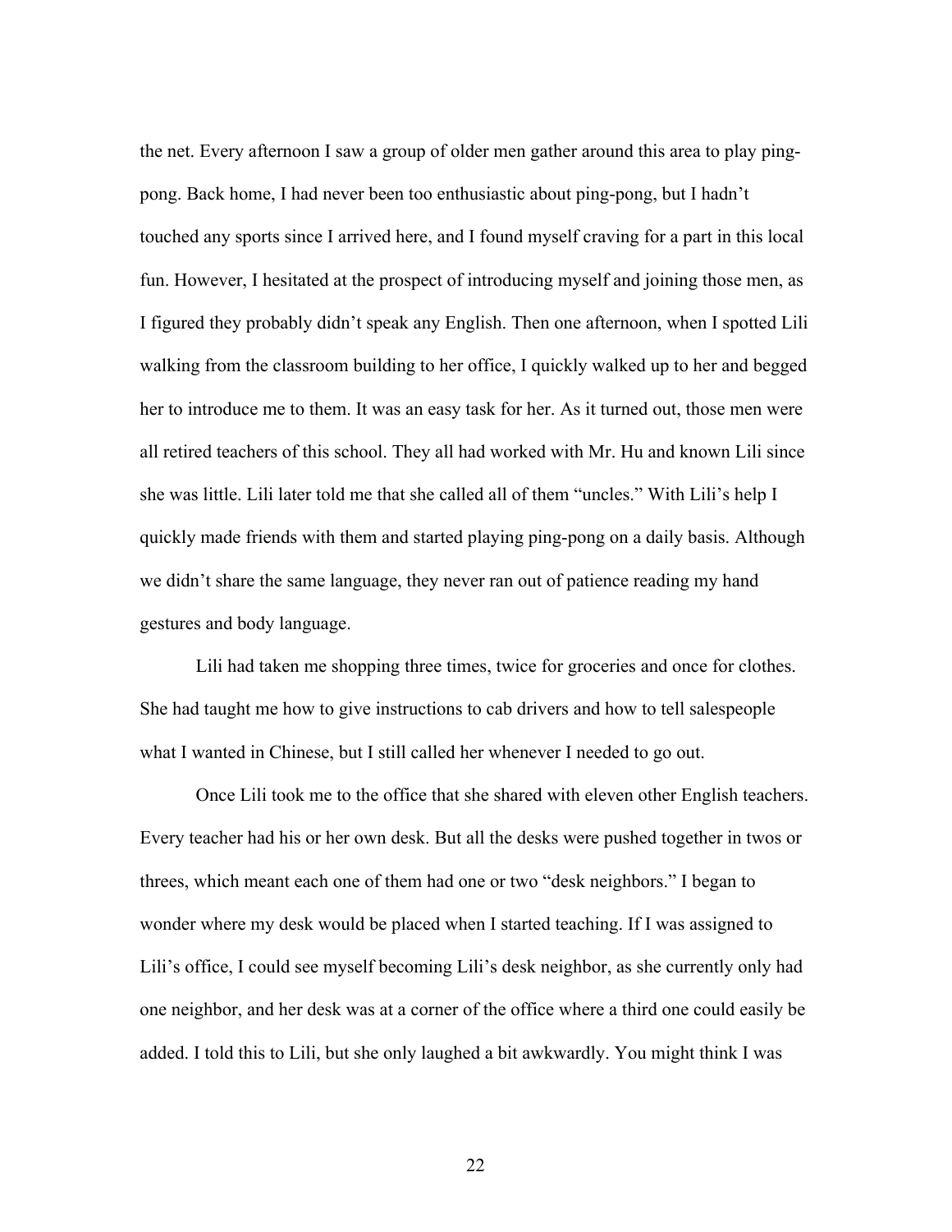the net. Every afternoon I saw a group of older men gather around this area to play ping-pong. Back home, I had never been too enthusiastic about ping-pong, but I hadn't touched any sports since I arrived here, and I found myself craving for a part in this local fun. However, I hesitated at the prospect of introducing myself and joining those men, as I figured they probably didn't speak any English. Then one afternoon, when I spotted Lili walking from the classroom building to her office, I quickly walked up to her and begged her to introduce me to them. It was an easy task for her. As it turned out, those men were all retired teachers of this school. They all had worked with Mr. Hu and known Lili since she was little. Lili later told me that she called all of them "uncles." With Lili's help I quickly made friends with them and started playing ping-pong on a daily basis. Although we didn't share the same language, they never ran out of patience reading my hand gestures and body language.

Lili had taken me shopping three times, twice for groceries and once for clothes. She had taught me how to give instructions to cab drivers and how to tell salespeople what I wanted in Chinese, but I still called her whenever I needed to go out.

Once Lili took me to the office that she shared with eleven other English teachers. Every teacher had his or her own desk. But all the desks were pushed together in twos or threes, which meant each one of them had one or two "desk neighbors." I began to wonder where my desk would be placed when I started teaching. If I was assigned to Lili's office, I could see myself becoming Lili's desk neighbor, as she currently only had one neighbor, and her desk was at a corner of the office where a third one could easily be added. I told this to Lili, but she only laughed a bit awkwardly. You might think I was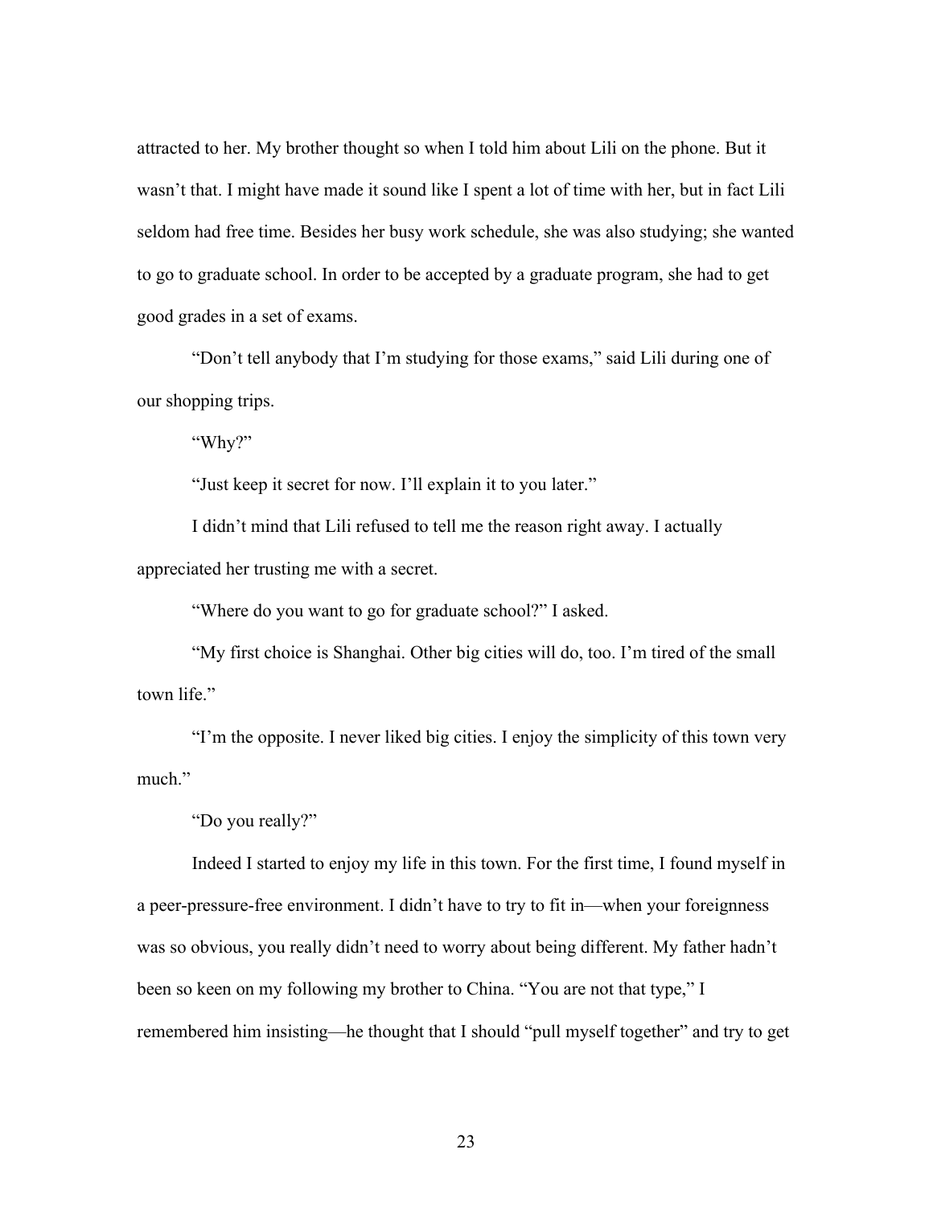attracted to her. My brother thought so when I told him about Lili on the phone. But it wasn't that. I might have made it sound like I spent a lot of time with her, but in fact Lili seldom had free time. Besides her busy work schedule, she was also studying; she wanted to go to graduate school. In order to be accepted by a graduate program, she had to get good grades in a set of exams.

"Don't tell anybody that I'm studying for those exams," said Lili during one of our shopping trips.

"Why?"

"Just keep it secret for now. I'll explain it to you later."

I didn't mind that Lili refused to tell me the reason right away. I actually appreciated her trusting me with a secret.

"Where do you want to go for graduate school?" I asked.

"My first choice is Shanghai. Other big cities will do, too. I'm tired of the small town life."

"I'm the opposite. I never liked big cities. I enjoy the simplicity of this town very much."

"Do you really?"

Indeed I started to enjoy my life in this town. For the first time, I found myself in a peer-pressure-free environment. I didn't have to try to fit in—when your foreignness was so obvious, you really didn't need to worry about being different. My father hadn't been so keen on my following my brother to China. "You are not that type," I remembered him insisting—he thought that I should "pull myself together" and try to get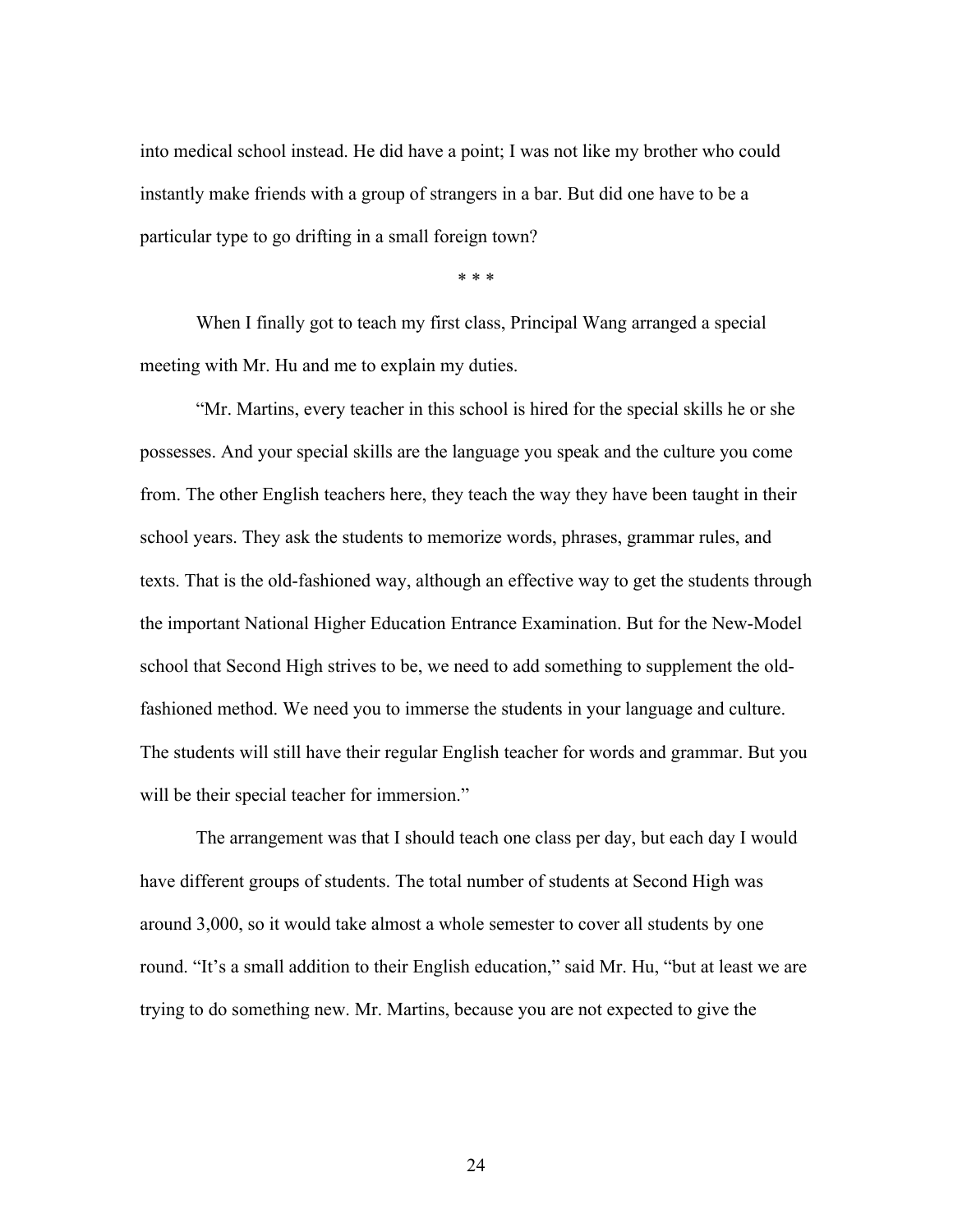into medical school instead. He did have a point; I was not like my brother who could instantly make friends with a group of strangers in a bar. But did one have to be a particular type to go drifting in a small foreign town?

\* \* \*

When I finally got to teach my first class, Principal Wang arranged a special meeting with Mr. Hu and me to explain my duties.

"Mr. Martins, every teacher in this school is hired for the special skills he or she possesses. And your special skills are the language you speak and the culture you come from. The other English teachers here, they teach the way they have been taught in their school years. They ask the students to memorize words, phrases, grammar rules, and texts. That is the old-fashioned way, although an effective way to get the students through the important National Higher Education Entrance Examination. But for the New-Model school that Second High strives to be, we need to add something to supplement the old-fashioned method. We need you to immerse the students in your language and culture. The students will still have their regular English teacher for words and grammar. But you will be their special teacher for immersion."

The arrangement was that I should teach one class per day, but each day I would have different groups of students. The total number of students at Second High was around 3,000, so it would take almost a whole semester to cover all students by one round. "It's a small addition to their English education," said Mr. Hu, "but at least we are trying to do something new. Mr. Martins, because you are not expected to give the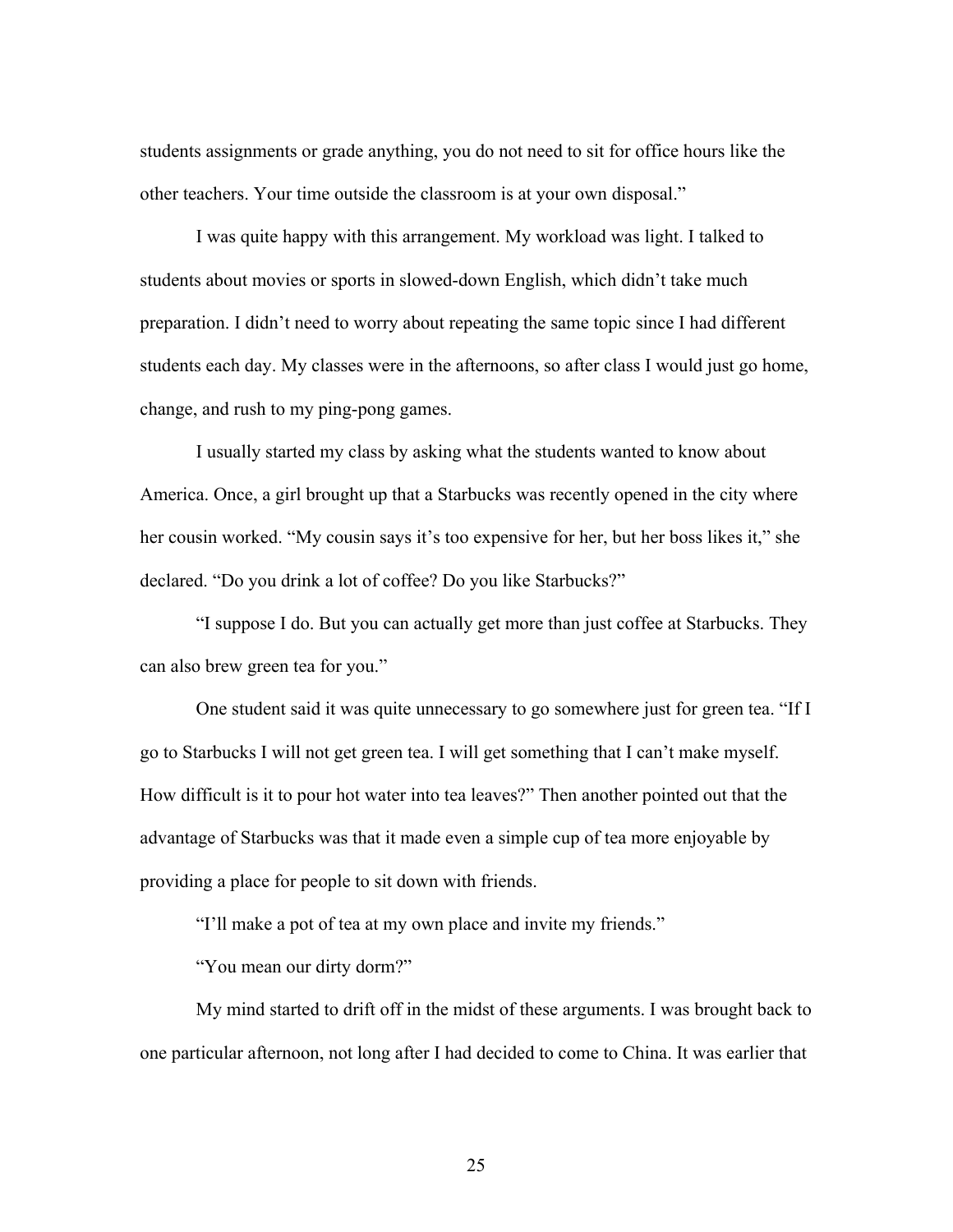students assignments or grade anything, you do not need to sit for office hours like the other teachers. Your time outside the classroom is at your own disposal."

I was quite happy with this arrangement. My workload was light. I talked to students about movies or sports in slowed-down English, which didn't take much preparation. I didn't need to worry about repeating the same topic since I had different students each day. My classes were in the afternoons, so after class I would just go home, change, and rush to my ping-pong games.

I usually started my class by asking what the students wanted to know about America. Once, a girl brought up that a Starbucks was recently opened in the city where her cousin worked. "My cousin says it's too expensive for her, but her boss likes it," she declared. "Do you drink a lot of coffee? Do you like Starbucks?"

"I suppose I do. But you can actually get more than just coffee at Starbucks. They can also brew green tea for you."

One student said it was quite unnecessary to go somewhere just for green tea. "If I go to Starbucks I will not get green tea. I will get something that I can't make myself. How difficult is it to pour hot water into tea leaves?" Then another pointed out that the advantage of Starbucks was that it made even a simple cup of tea more enjoyable by providing a place for people to sit down with friends.

"I'll make a pot of tea at my own place and invite my friends."

"You mean our dirty dorm?"

My mind started to drift off in the midst of these arguments. I was brought back to one particular afternoon, not long after I had decided to come to China. It was earlier that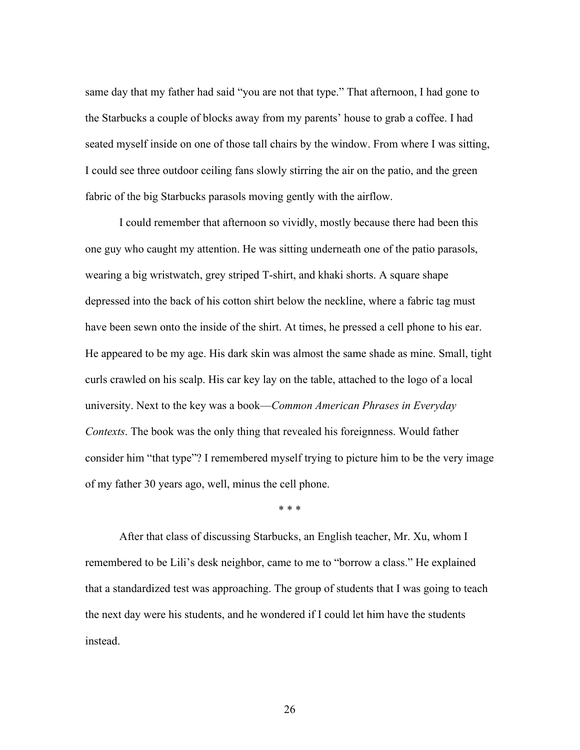same day that my father had said "you are not that type." That afternoon, I had gone to the Starbucks a couple of blocks away from my parents' house to grab a coffee. I had seated myself inside on one of those tall chairs by the window. From where I was sitting, I could see three outdoor ceiling fans slowly stirring the air on the patio, and the green fabric of the big Starbucks parasols moving gently with the airflow.

I could remember that afternoon so vividly, mostly because there had been this one guy who caught my attention. He was sitting underneath one of the patio parasols, wearing a big wristwatch, grey striped T-shirt, and khaki shorts. A square shape depressed into the back of his cotton shirt below the neckline, where a fabric tag must have been sewn onto the inside of the shirt. At times, he pressed a cell phone to his ear. He appeared to be my age. His dark skin was almost the same shade as mine. Small, tight curls crawled on his scalp. His car key lay on the table, attached to the logo of a local university. Next to the key was a book—*Common American Phrases in Everyday Contexts*. The book was the only thing that revealed his foreignness. Would father consider him "that type"? I remembered myself trying to picture him to be the very image of my father 30 years ago, well, minus the cell phone.

\* \* \*

After that class of discussing Starbucks, an English teacher, Mr. Xu, whom I remembered to be Lili's desk neighbor, came to me to "borrow a class." He explained that a standardized test was approaching. The group of students that I was going to teach the next day were his students, and he wondered if I could let him have the students instead.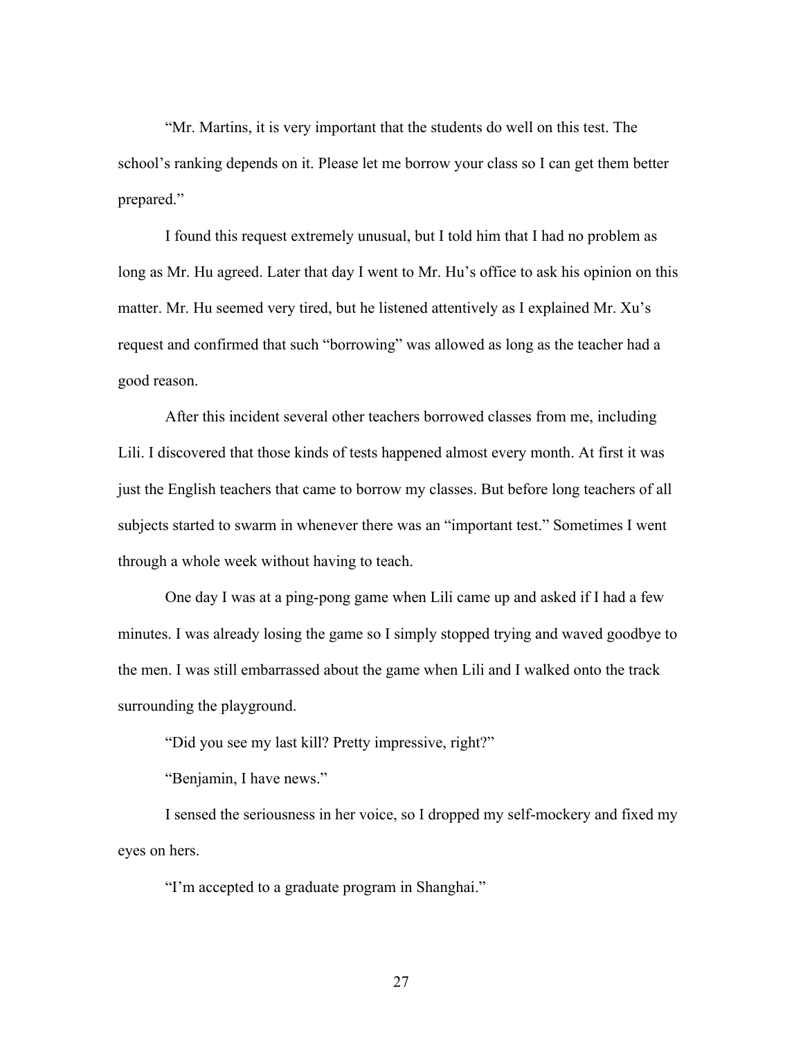"Mr. Martins, it is very important that the students do well on this test. The school's ranking depends on it. Please let me borrow your class so I can get them better prepared."

I found this request extremely unusual, but I told him that I had no problem as long as Mr. Hu agreed. Later that day I went to Mr. Hu's office to ask his opinion on this matter. Mr. Hu seemed very tired, but he listened attentively as I explained Mr. Xu's request and confirmed that such "borrowing" was allowed as long as the teacher had a good reason.

After this incident several other teachers borrowed classes from me, including Lili. I discovered that those kinds of tests happened almost every month. At first it was just the English teachers that came to borrow my classes. But before long teachers of all subjects started to swarm in whenever there was an "important test." Sometimes I went through a whole week without having to teach.

One day I was at a ping-pong game when Lili came up and asked if I had a few minutes. I was already losing the game so I simply stopped trying and waved goodbye to the men. I was still embarrassed about the game when Lili and I walked onto the track surrounding the playground.

"Did you see my last kill? Pretty impressive, right?"

"Benjamin, I have news."

I sensed the seriousness in her voice, so I dropped my self-mockery and fixed my eyes on hers.

"I'm accepted to a graduate program in Shanghai."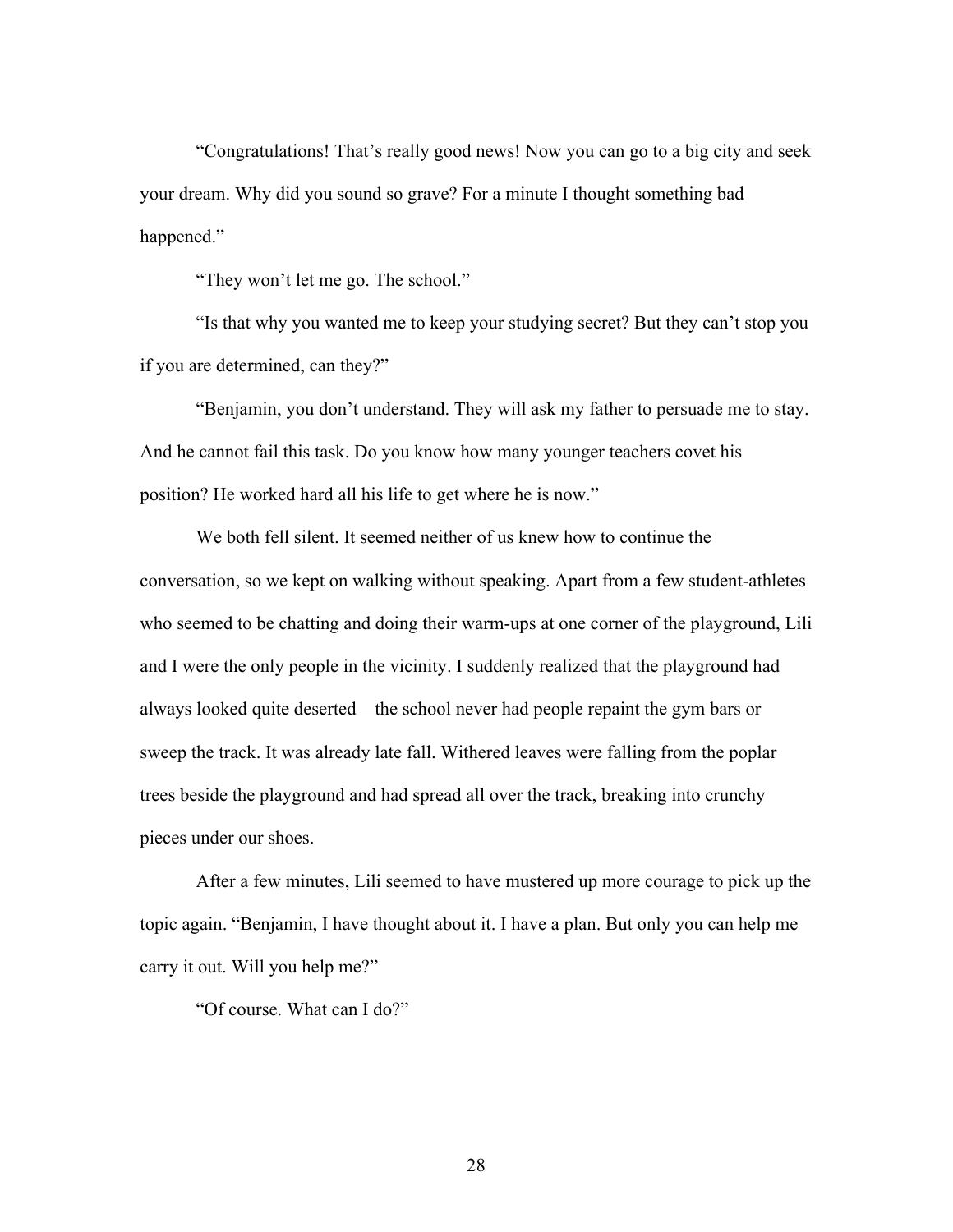"Congratulations! That's really good news! Now you can go to a big city and seek your dream. Why did you sound so grave? For a minute I thought something bad happened."

"They won't let me go. The school."

"Is that why you wanted me to keep your studying secret? But they can't stop you if you are determined, can they?"

"Benjamin, you don't understand. They will ask my father to persuade me to stay. And he cannot fail this task. Do you know how many younger teachers covet his position? He worked hard all his life to get where he is now."

We both fell silent. It seemed neither of us knew how to continue the conversation, so we kept on walking without speaking. Apart from a few student-athletes who seemed to be chatting and doing their warm-ups at one corner of the playground, Lili and I were the only people in the vicinity. I suddenly realized that the playground had always looked quite deserted—the school never had people repaint the gym bars or sweep the track. It was already late fall. Withered leaves were falling from the poplar trees beside the playground and had spread all over the track, breaking into crunchy pieces under our shoes.

After a few minutes, Lili seemed to have mustered up more courage to pick up the topic again. "Benjamin, I have thought about it. I have a plan. But only you can help me carry it out. Will you help me?"

"Of course. What can I do?"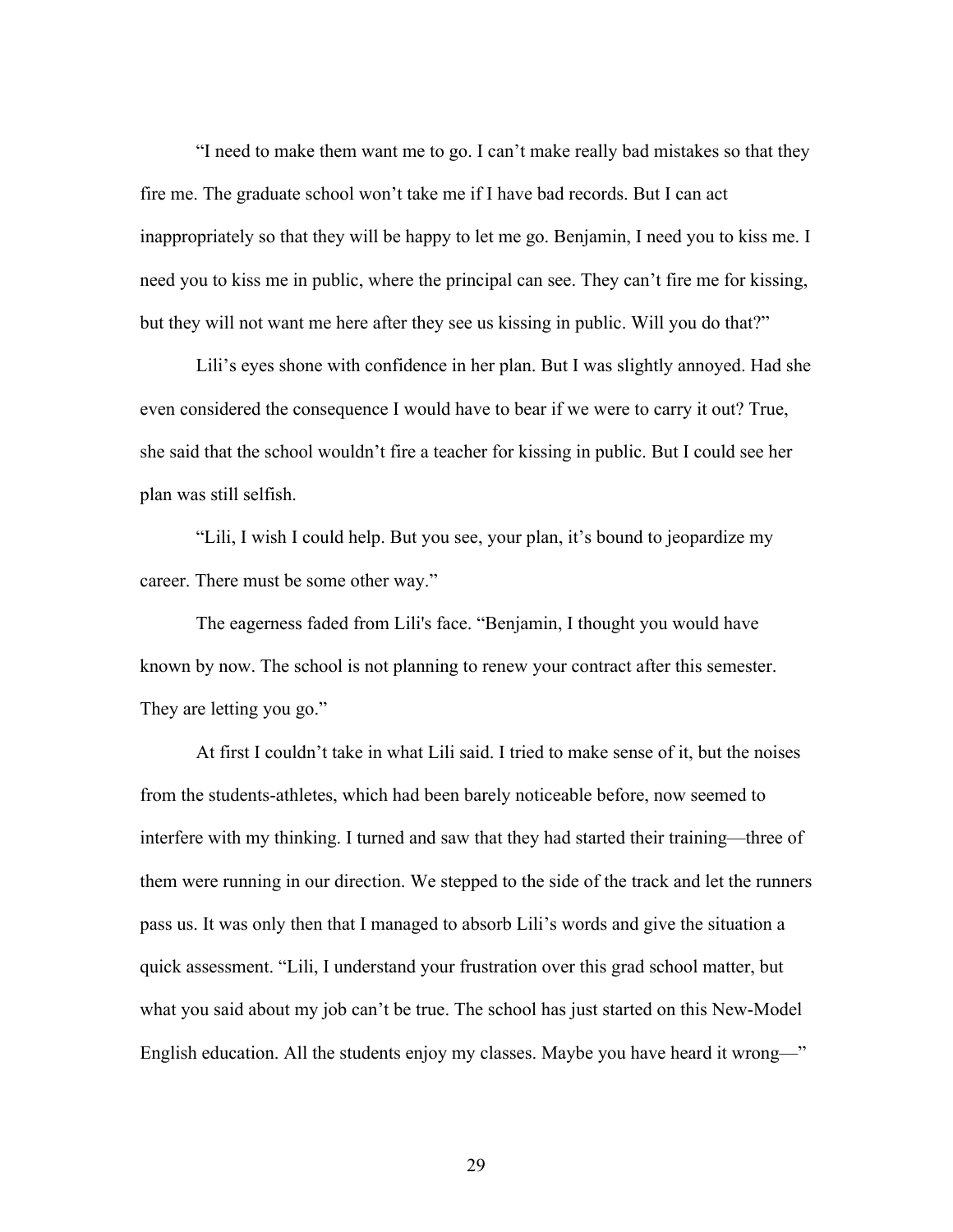"I need to make them want me to go. I can't make really bad mistakes so that they fire me. The graduate school won't take me if I have bad records. But I can act inappropriately so that they will be happy to let me go. Benjamin, I need you to kiss me. I need you to kiss me in public, where the principal can see. They can't fire me for kissing, but they will not want me here after they see us kissing in public. Will you do that?"

Lili's eyes shone with confidence in her plan. But I was slightly annoyed. Had she even considered the consequence I would have to bear if we were to carry it out? True, she said that the school wouldn't fire a teacher for kissing in public. But I could see her plan was still selfish.

"Lili, I wish I could help. But you see, your plan, it's bound to jeopardize my career. There must be some other way."

The eagerness faded from Lili's face. "Benjamin, I thought you would have known by now. The school is not planning to renew your contract after this semester. They are letting you go."

At first I couldn't take in what Lili said. I tried to make sense of it, but the noises from the students-athletes, which had been barely noticeable before, now seemed to interfere with my thinking. I turned and saw that they had started their training—three of them were running in our direction. We stepped to the side of the track and let the runners pass us. It was only then that I managed to absorb Lili's words and give the situation a quick assessment. "Lili, I understand your frustration over this grad school matter, but what you said about my job can't be true. The school has just started on this New-Model English education. All the students enjoy my classes. Maybe you have heard it wrong—"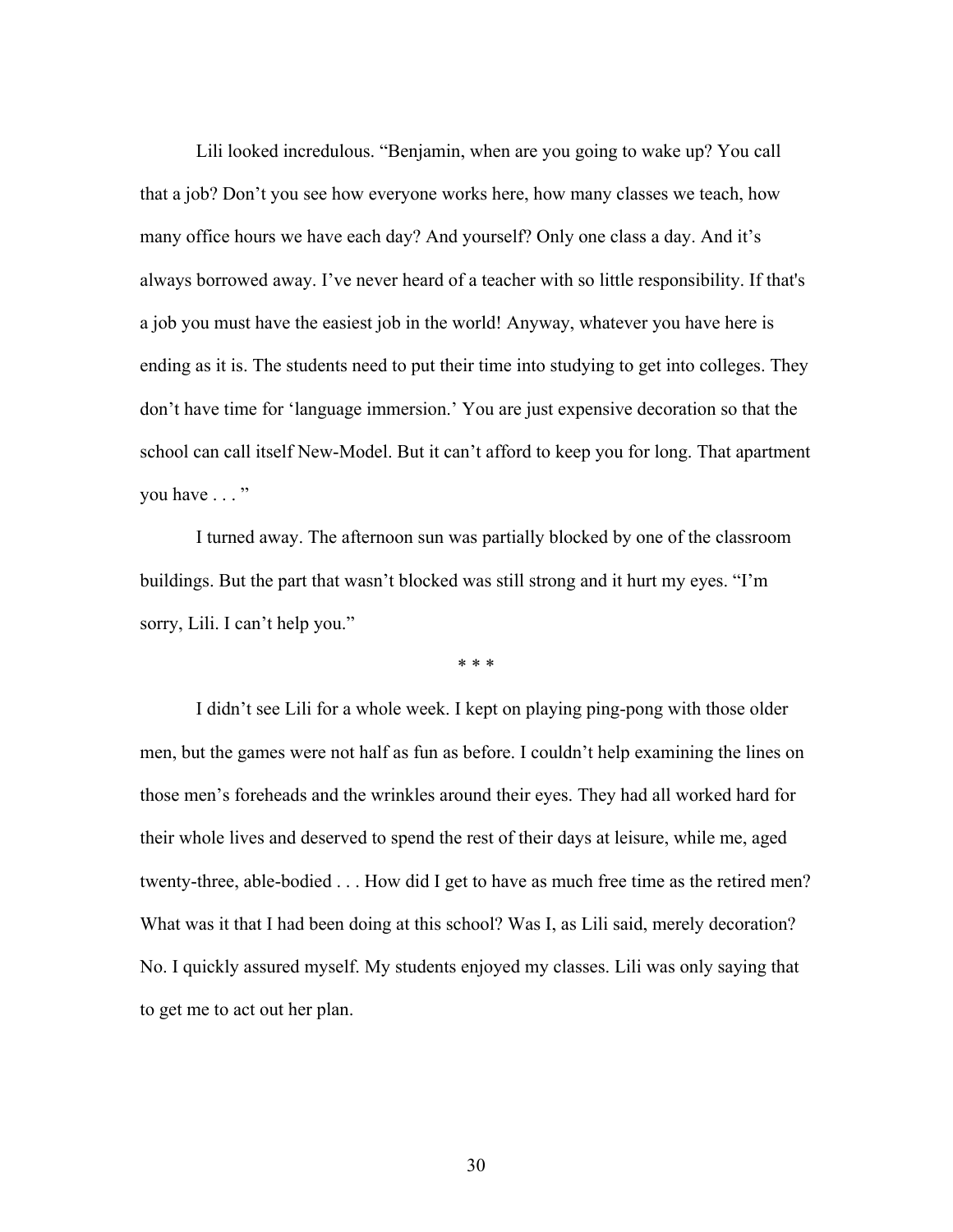Lili looked incredulous. “Benjamin, when are you going to wake up? You call that a job? Don’t you see how everyone works here, how many classes we teach, how many office hours we have each day? And yourself? Only one class a day. And it’s always borrowed away. I’ve never heard of a teacher with so little responsibility. If that's a job you must have the easiest job in the world! Anyway, whatever you have here is ending as it is. The students need to put their time into studying to get into colleges. They don’t have time for ‘language immersion.’ You are just expensive decoration so that the school can call itself New-Model. But it can’t afford to keep you for long. That apartment you have . . . ”

I turned away. The afternoon sun was partially blocked by one of the classroom buildings. But the part that wasn’t blocked was still strong and it hurt my eyes. “I’m sorry, Lili. I can’t help you.”

* * *

I didn’t see Lili for a whole week. I kept on playing ping-pong with those older men, but the games were not half as fun as before. I couldn’t help examining the lines on those men’s foreheads and the wrinkles around their eyes. They had all worked hard for their whole lives and deserved to spend the rest of their days at leisure, while me, aged twenty-three, able-bodied . . . How did I get to have as much free time as the retired men? What was it that I had been doing at this school? Was I, as Lili said, merely decoration? No. I quickly assured myself. My students enjoyed my classes. Lili was only saying that to get me to act out her plan.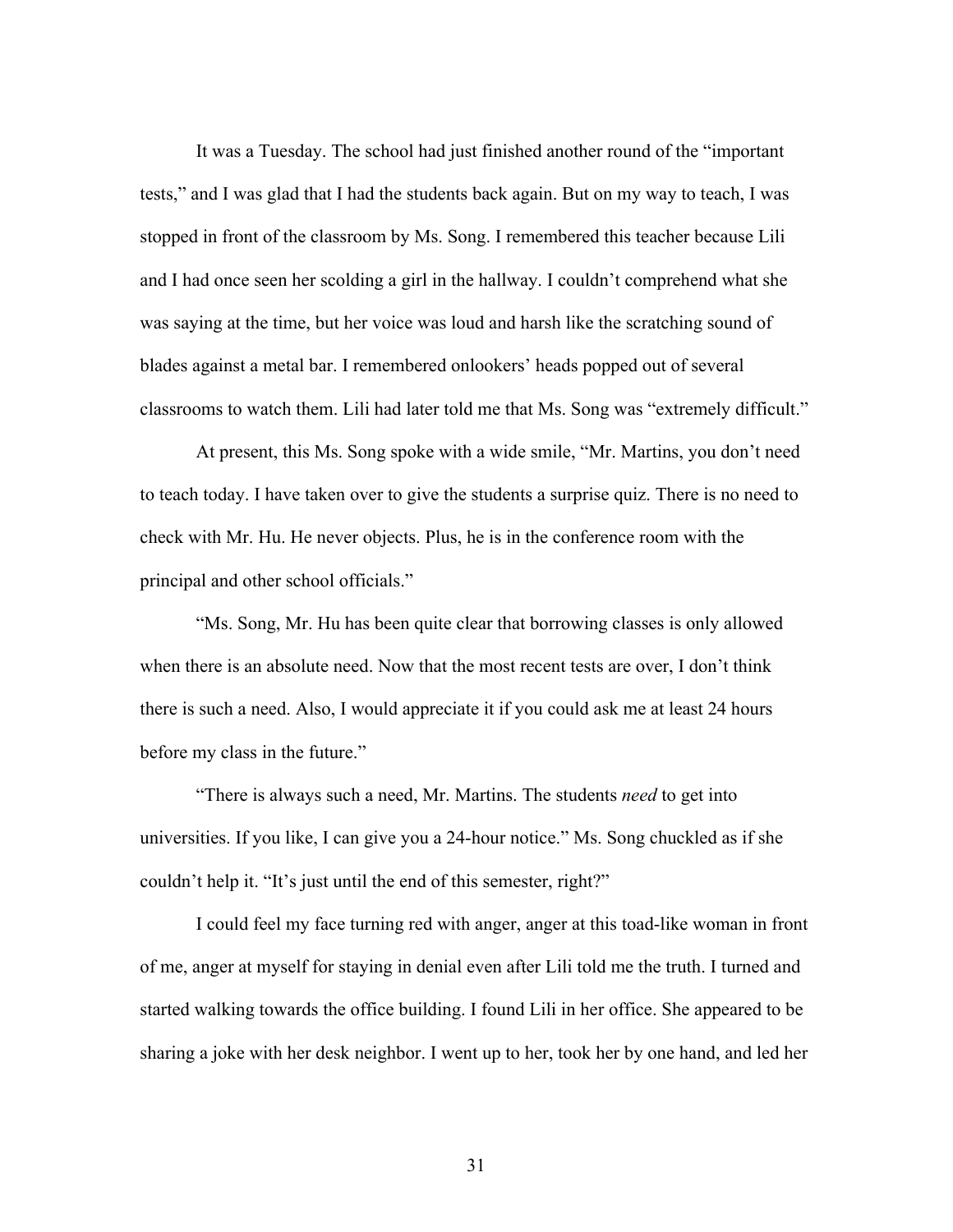It was a Tuesday. The school had just finished another round of the "important tests," and I was glad that I had the students back again. But on my way to teach, I was stopped in front of the classroom by Ms. Song. I remembered this teacher because Lili and I had once seen her scolding a girl in the hallway. I couldn't comprehend what she was saying at the time, but her voice was loud and harsh like the scratching sound of blades against a metal bar. I remembered onlookers' heads popped out of several classrooms to watch them. Lili had later told me that Ms. Song was "extremely difficult."

At present, this Ms. Song spoke with a wide smile, "Mr. Martins, you don't need to teach today. I have taken over to give the students a surprise quiz. There is no need to check with Mr. Hu. He never objects. Plus, he is in the conference room with the principal and other school officials."

"Ms. Song, Mr. Hu has been quite clear that borrowing classes is only allowed when there is an absolute need. Now that the most recent tests are over, I don't think there is such a need. Also, I would appreciate it if you could ask me at least 24 hours before my class in the future."

"There is always such a need, Mr. Martins. The students *need* to get into universities. If you like, I can give you a 24-hour notice." Ms. Song chuckled as if she couldn't help it. "It's just until the end of this semester, right?"

I could feel my face turning red with anger, anger at this toad-like woman in front of me, anger at myself for staying in denial even after Lili told me the truth. I turned and started walking towards the office building. I found Lili in her office. She appeared to be sharing a joke with her desk neighbor. I went up to her, took her by one hand, and led her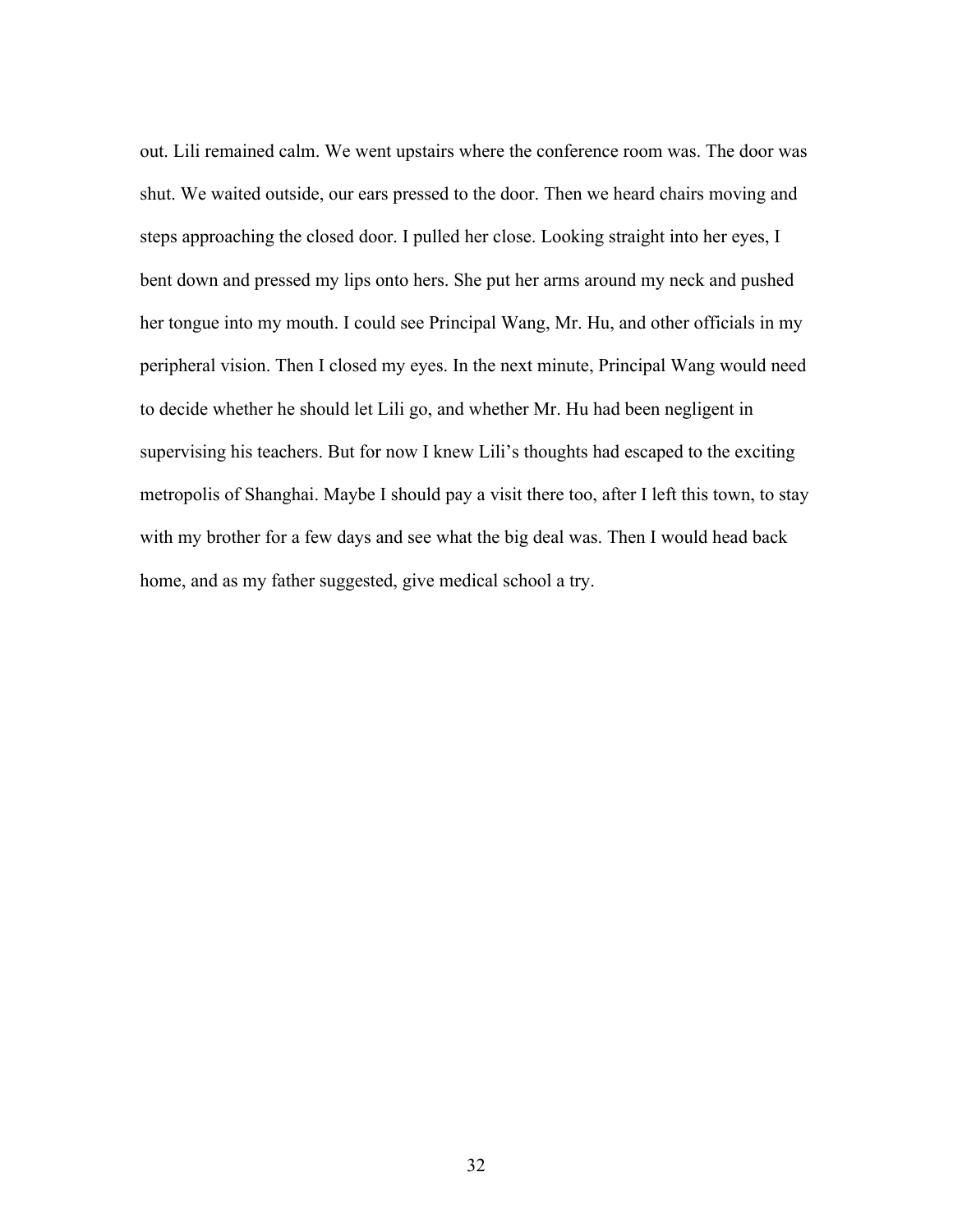out. Lili remained calm. We went upstairs where the conference room was. The door was shut. We waited outside, our ears pressed to the door. Then we heard chairs moving and steps approaching the closed door. I pulled her close. Looking straight into her eyes, I bent down and pressed my lips onto hers. She put her arms around my neck and pushed her tongue into my mouth. I could see Principal Wang, Mr. Hu, and other officials in my peripheral vision. Then I closed my eyes. In the next minute, Principal Wang would need to decide whether he should let Lili go, and whether Mr. Hu had been negligent in supervising his teachers. But for now I knew Lili's thoughts had escaped to the exciting metropolis of Shanghai. Maybe I should pay a visit there too, after I left this town, to stay with my brother for a few days and see what the big deal was. Then I would head back home, and as my father suggested, give medical school a try.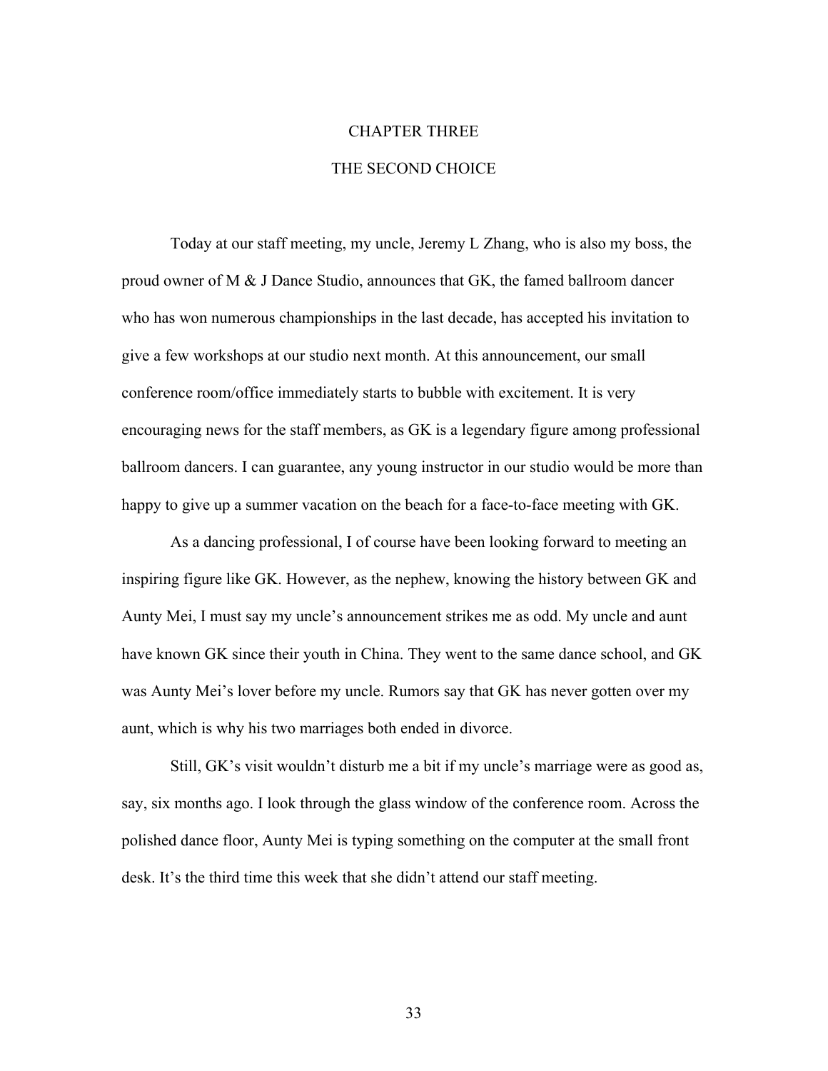# CHAPTER THREE

## THE SECOND CHOICE

Today at our staff meeting, my uncle, Jeremy L Zhang, who is also my boss, the proud owner of M & J Dance Studio, announces that GK, the famed ballroom dancer who has won numerous championships in the last decade, has accepted his invitation to give a few workshops at our studio next month. At this announcement, our small conference room/office immediately starts to bubble with excitement. It is very encouraging news for the staff members, as GK is a legendary figure among professional ballroom dancers. I can guarantee, any young instructor in our studio would be more than happy to give up a summer vacation on the beach for a face-to-face meeting with GK.

As a dancing professional, I of course have been looking forward to meeting an inspiring figure like GK. However, as the nephew, knowing the history between GK and Aunty Mei, I must say my uncle's announcement strikes me as odd. My uncle and aunt have known GK since their youth in China. They went to the same dance school, and GK was Aunty Mei's lover before my uncle. Rumors say that GK has never gotten over my aunt, which is why his two marriages both ended in divorce.

Still, GK's visit wouldn't disturb me a bit if my uncle's marriage were as good as, say, six months ago. I look through the glass window of the conference room. Across the polished dance floor, Aunty Mei is typing something on the computer at the small front desk. It's the third time this week that she didn't attend our staff meeting.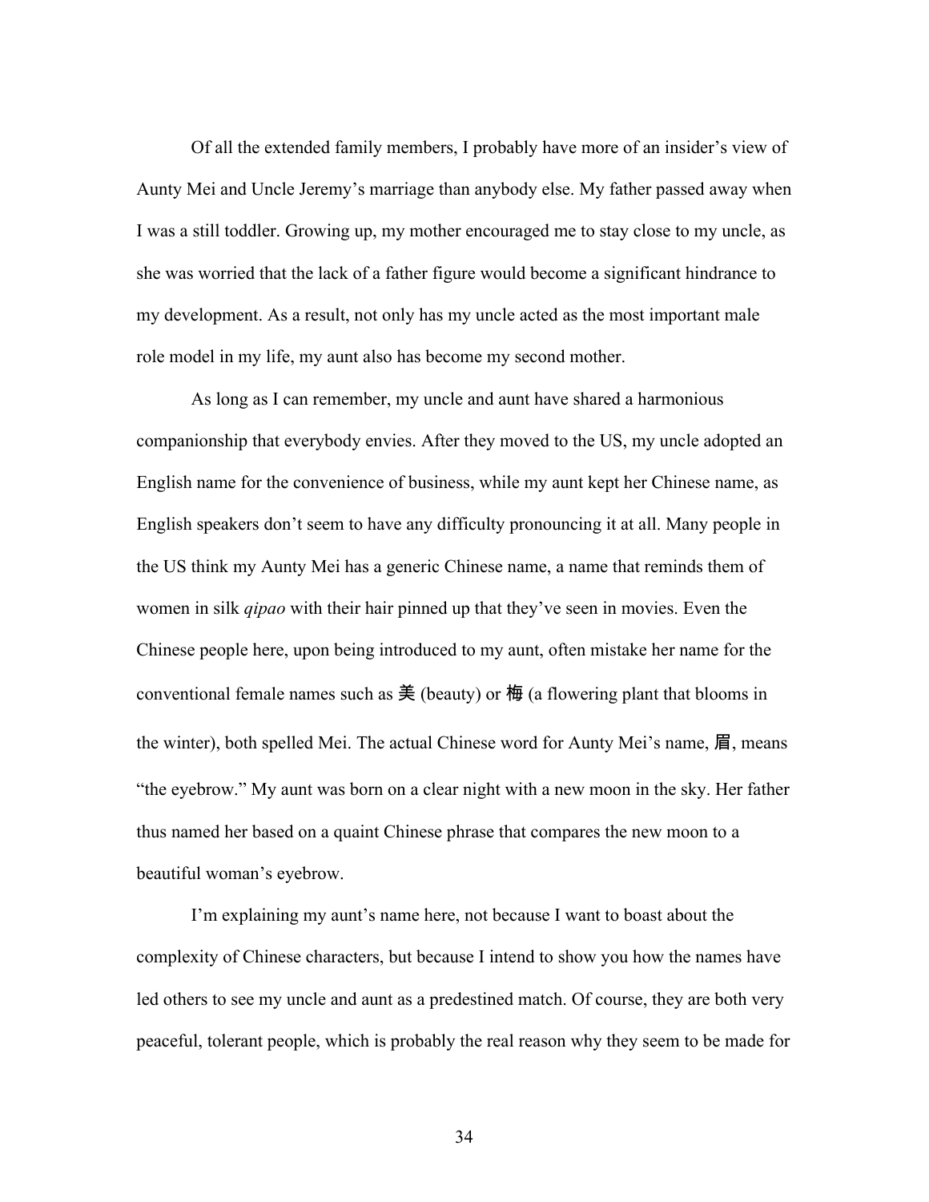Of all the extended family members, I probably have more of an insider's view of Aunty Mei and Uncle Jeremy's marriage than anybody else. My father passed away when I was a still toddler. Growing up, my mother encouraged me to stay close to my uncle, as she was worried that the lack of a father figure would become a significant hindrance to my development. As a result, not only has my uncle acted as the most important male role model in my life, my aunt also has become my second mother.

As long as I can remember, my uncle and aunt have shared a harmonious companionship that everybody envies. After they moved to the US, my uncle adopted an English name for the convenience of business, while my aunt kept her Chinese name, as English speakers don't seem to have any difficulty pronouncing it at all. Many people in the US think my Aunty Mei has a generic Chinese name, a name that reminds them of women in silk *qipao* with their hair pinned up that they've seen in movies. Even the Chinese people here, upon being introduced to my aunt, often mistake her name for the conventional female names such as 美 (beauty) or 梅 (a flowering plant that blooms in the winter), both spelled Mei. The actual Chinese word for Aunty Mei's name, 眉, means "the eyebrow." My aunt was born on a clear night with a new moon in the sky. Her father thus named her based on a quaint Chinese phrase that compares the new moon to a beautiful woman's eyebrow.

I'm explaining my aunt's name here, not because I want to boast about the complexity of Chinese characters, but because I intend to show you how the names have led others to see my uncle and aunt as a predestined match. Of course, they are both very peaceful, tolerant people, which is probably the real reason why they seem to be made for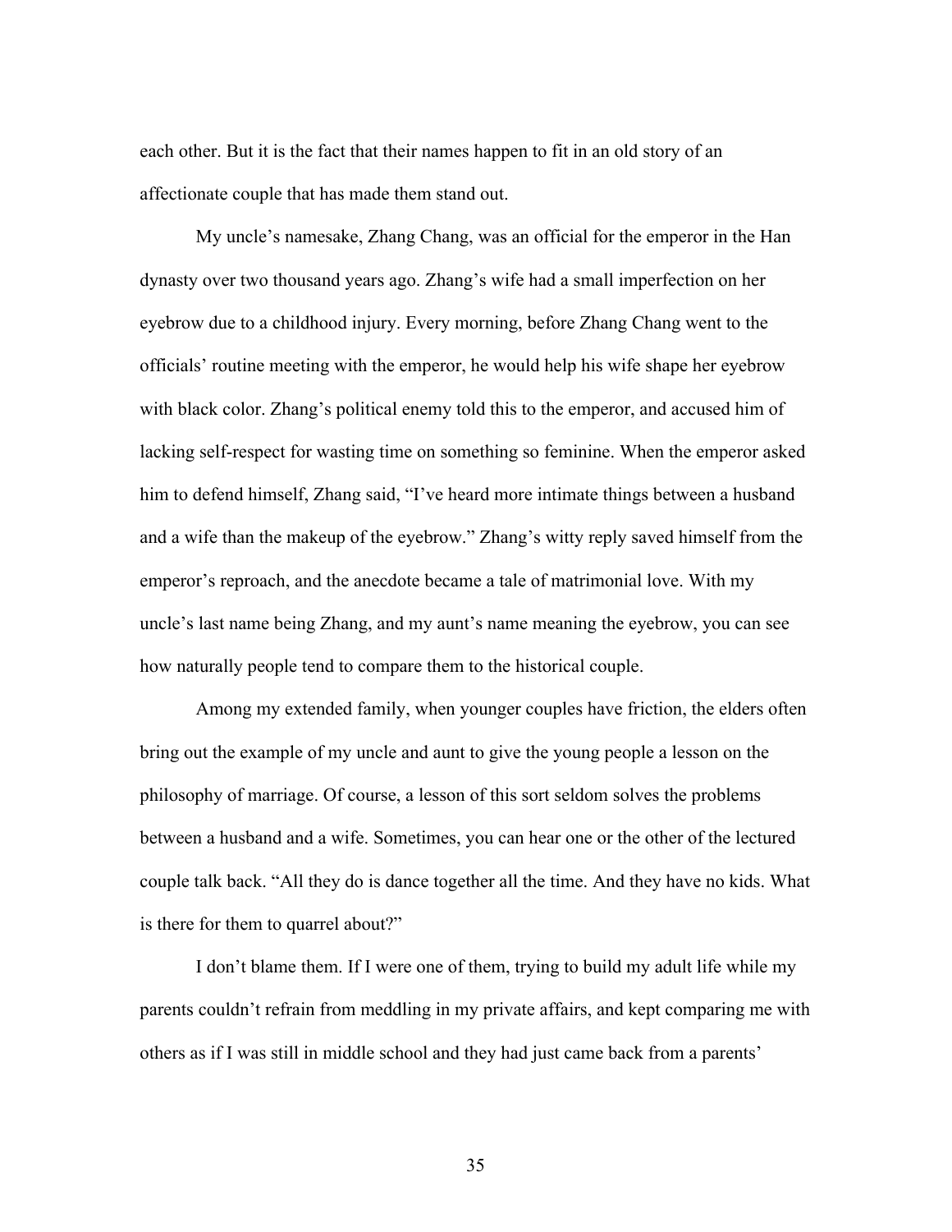each other. But it is the fact that their names happen to fit in an old story of an affectionate couple that has made them stand out.

My uncle's namesake, Zhang Chang, was an official for the emperor in the Han dynasty over two thousand years ago. Zhang's wife had a small imperfection on her eyebrow due to a childhood injury. Every morning, before Zhang Chang went to the officials' routine meeting with the emperor, he would help his wife shape her eyebrow with black color. Zhang's political enemy told this to the emperor, and accused him of lacking self-respect for wasting time on something so feminine. When the emperor asked him to defend himself, Zhang said, "I've heard more intimate things between a husband and a wife than the makeup of the eyebrow." Zhang's witty reply saved himself from the emperor's reproach, and the anecdote became a tale of matrimonial love. With my uncle's last name being Zhang, and my aunt's name meaning the eyebrow, you can see how naturally people tend to compare them to the historical couple.

Among my extended family, when younger couples have friction, the elders often bring out the example of my uncle and aunt to give the young people a lesson on the philosophy of marriage. Of course, a lesson of this sort seldom solves the problems between a husband and a wife. Sometimes, you can hear one or the other of the lectured couple talk back. "All they do is dance together all the time. And they have no kids. What is there for them to quarrel about?"

I don't blame them. If I were one of them, trying to build my adult life while my parents couldn't refrain from meddling in my private affairs, and kept comparing me with others as if I was still in middle school and they had just came back from a parents'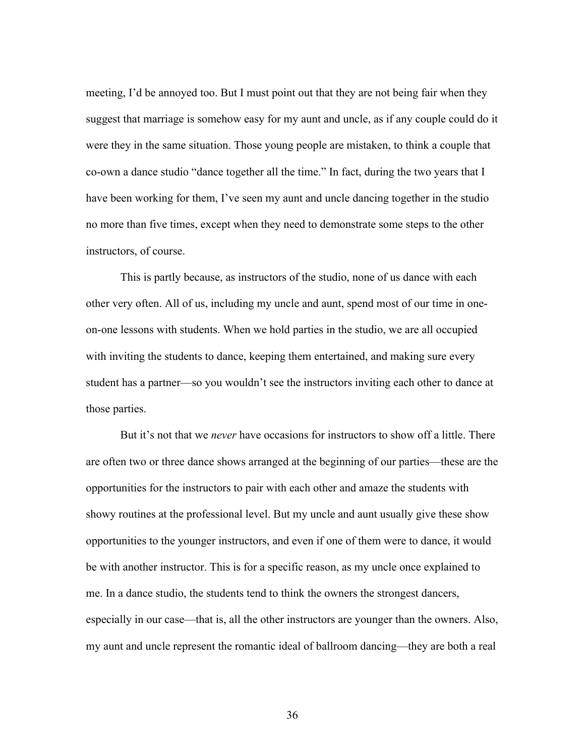meeting, I'd be annoyed too. But I must point out that they are not being fair when they suggest that marriage is somehow easy for my aunt and uncle, as if any couple could do it were they in the same situation. Those young people are mistaken, to think a couple that co-own a dance studio "dance together all the time." In fact, during the two years that I have been working for them, I've seen my aunt and uncle dancing together in the studio no more than five times, except when they need to demonstrate some steps to the other instructors, of course.

This is partly because, as instructors of the studio, none of us dance with each other very often. All of us, including my uncle and aunt, spend most of our time in one-on-one lessons with students. When we hold parties in the studio, we are all occupied with inviting the students to dance, keeping them entertained, and making sure every student has a partner—so you wouldn't see the instructors inviting each other to dance at those parties.

But it's not that we *never* have occasions for instructors to show off a little. There are often two or three dance shows arranged at the beginning of our parties—these are the opportunities for the instructors to pair with each other and amaze the students with showy routines at the professional level. But my uncle and aunt usually give these show opportunities to the younger instructors, and even if one of them were to dance, it would be with another instructor. This is for a specific reason, as my uncle once explained to me. In a dance studio, the students tend to think the owners the strongest dancers, especially in our case—that is, all the other instructors are younger than the owners. Also, my aunt and uncle represent the romantic ideal of ballroom dancing—they are both a real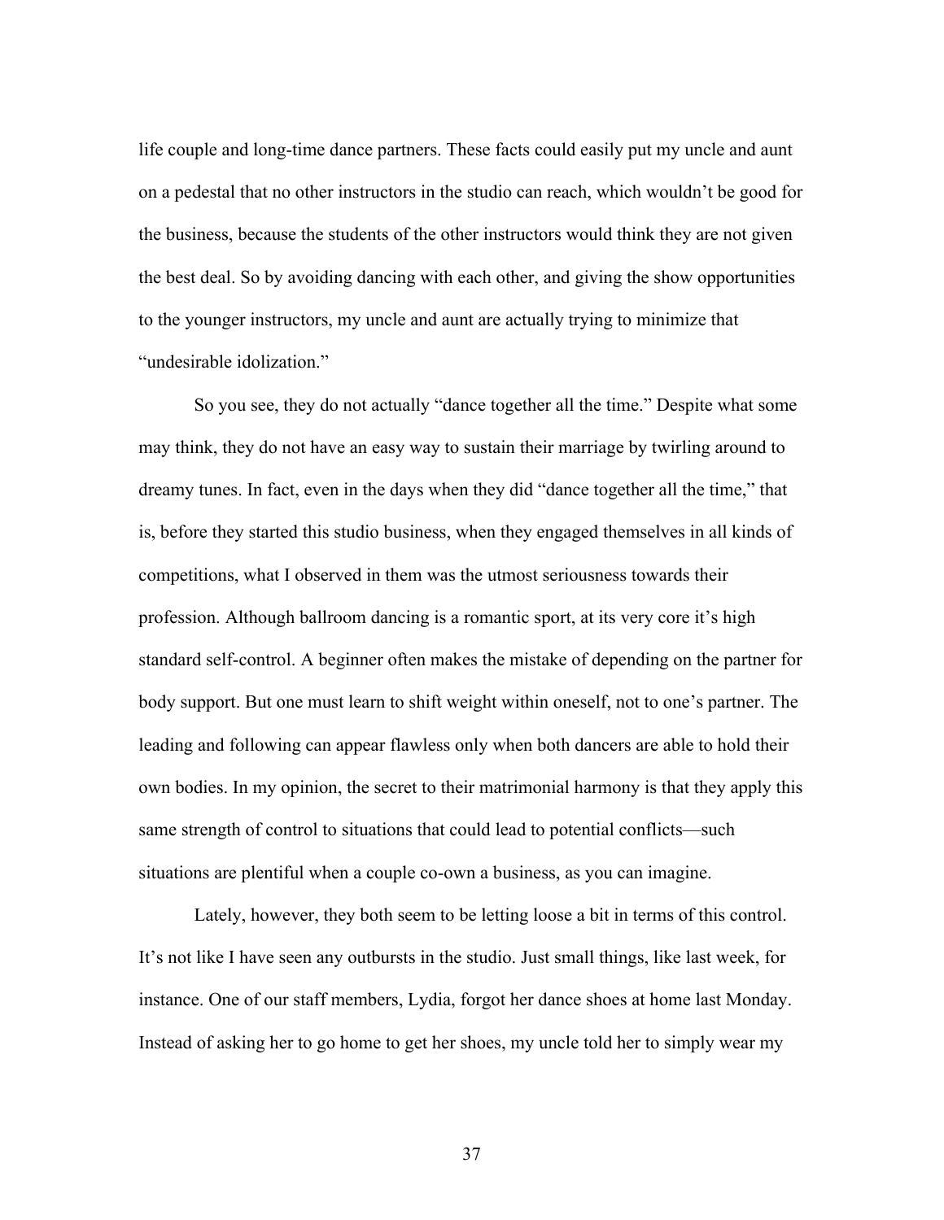life couple and long-time dance partners. These facts could easily put my uncle and aunt on a pedestal that no other instructors in the studio can reach, which wouldn't be good for the business, because the students of the other instructors would think they are not given the best deal. So by avoiding dancing with each other, and giving the show opportunities to the younger instructors, my uncle and aunt are actually trying to minimize that "undesirable idolization."

So you see, they do not actually "dance together all the time." Despite what some may think, they do not have an easy way to sustain their marriage by twirling around to dreamy tunes. In fact, even in the days when they did "dance together all the time," that is, before they started this studio business, when they engaged themselves in all kinds of competitions, what I observed in them was the utmost seriousness towards their profession. Although ballroom dancing is a romantic sport, at its very core it's high standard self-control. A beginner often makes the mistake of depending on the partner for body support. But one must learn to shift weight within oneself, not to one's partner. The leading and following can appear flawless only when both dancers are able to hold their own bodies. In my opinion, the secret to their matrimonial harmony is that they apply this same strength of control to situations that could lead to potential conflicts—such situations are plentiful when a couple co-own a business, as you can imagine.

Lately, however, they both seem to be letting loose a bit in terms of this control. It's not like I have seen any outbursts in the studio. Just small things, like last week, for instance. One of our staff members, Lydia, forgot her dance shoes at home last Monday. Instead of asking her to go home to get her shoes, my uncle told her to simply wear my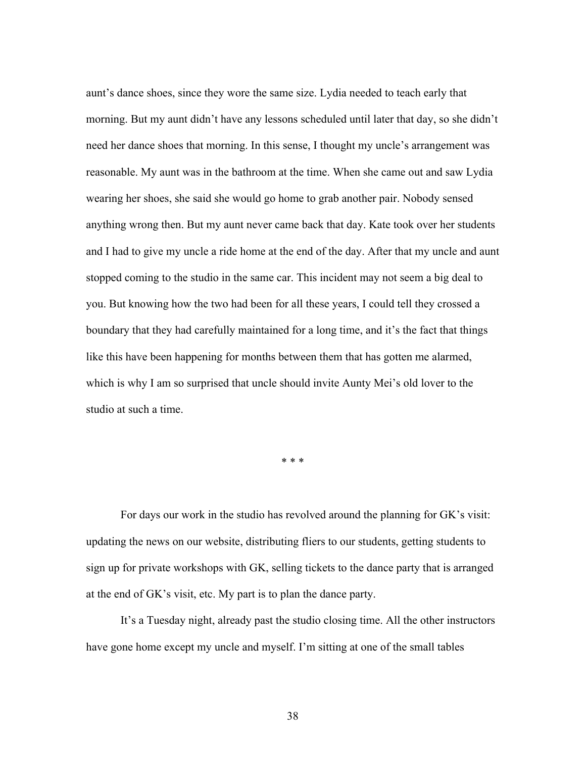aunt's dance shoes, since they wore the same size. Lydia needed to teach early that morning. But my aunt didn't have any lessons scheduled until later that day, so she didn't need her dance shoes that morning. In this sense, I thought my uncle's arrangement was reasonable. My aunt was in the bathroom at the time. When she came out and saw Lydia wearing her shoes, she said she would go home to grab another pair. Nobody sensed anything wrong then. But my aunt never came back that day. Kate took over her students and I had to give my uncle a ride home at the end of the day. After that my uncle and aunt stopped coming to the studio in the same car. This incident may not seem a big deal to you. But knowing how the two had been for all these years, I could tell they crossed a boundary that they had carefully maintained for a long time, and it's the fact that things like this have been happening for months between them that has gotten me alarmed, which is why I am so surprised that uncle should invite Aunty Mei's old lover to the studio at such a time.

\* \* \*

For days our work in the studio has revolved around the planning for GK's visit: updating the news on our website, distributing fliers to our students, getting students to sign up for private workshops with GK, selling tickets to the dance party that is arranged at the end of GK's visit, etc. My part is to plan the dance party.

It's a Tuesday night, already past the studio closing time. All the other instructors have gone home except my uncle and myself. I'm sitting at one of the small tables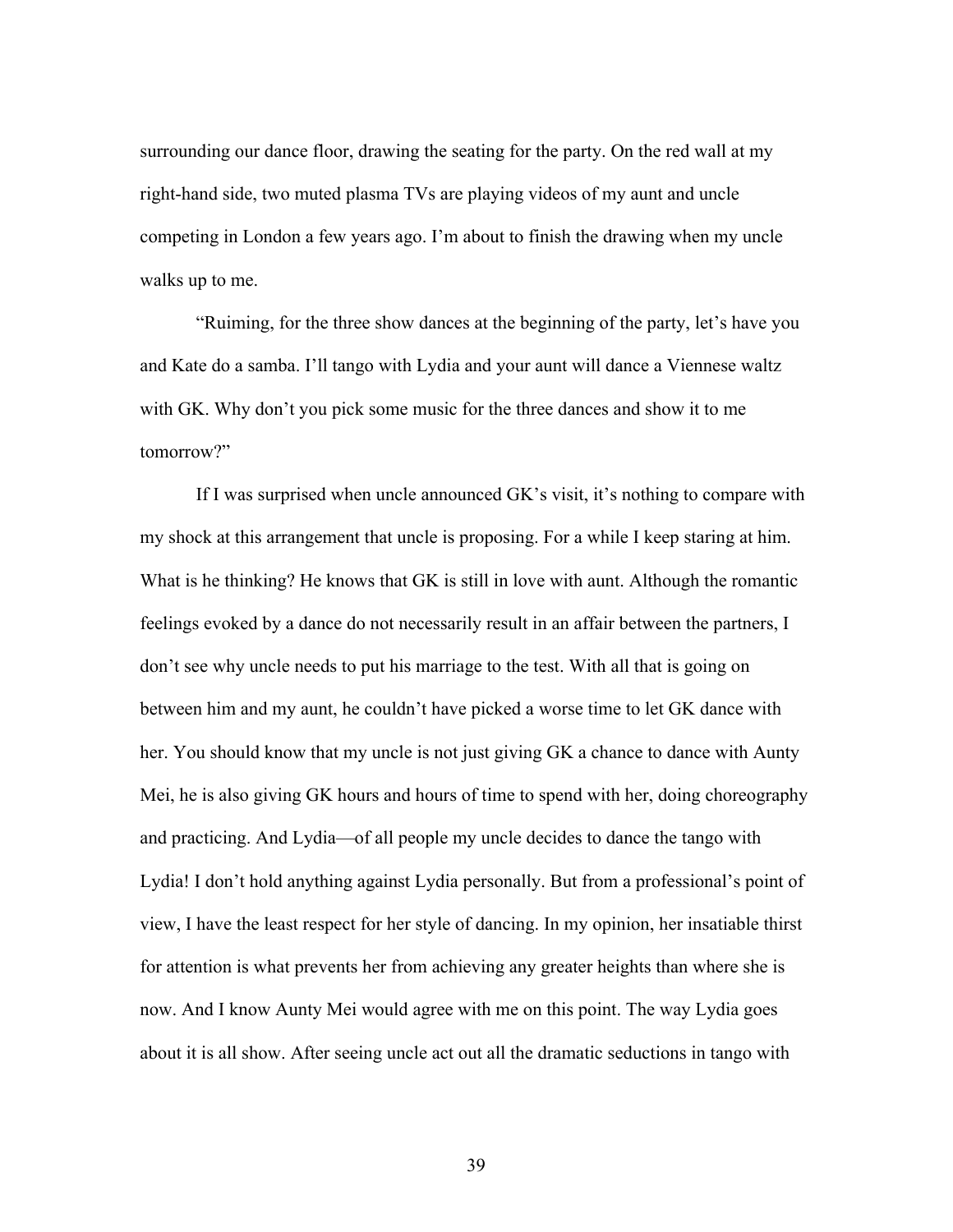surrounding our dance floor, drawing the seating for the party. On the red wall at my right-hand side, two muted plasma TVs are playing videos of my aunt and uncle competing in London a few years ago. I'm about to finish the drawing when my uncle walks up to me.

"Ruiming, for the three show dances at the beginning of the party, let's have you and Kate do a samba. I'll tango with Lydia and your aunt will dance a Viennese waltz with GK. Why don't you pick some music for the three dances and show it to me tomorrow?"

If I was surprised when uncle announced GK's visit, it's nothing to compare with my shock at this arrangement that uncle is proposing. For a while I keep staring at him. What is he thinking? He knows that GK is still in love with aunt. Although the romantic feelings evoked by a dance do not necessarily result in an affair between the partners, I don't see why uncle needs to put his marriage to the test. With all that is going on between him and my aunt, he couldn't have picked a worse time to let GK dance with her. You should know that my uncle is not just giving GK a chance to dance with Aunty Mei, he is also giving GK hours and hours of time to spend with her, doing choreography and practicing. And Lydia—of all people my uncle decides to dance the tango with Lydia! I don't hold anything against Lydia personally. But from a professional's point of view, I have the least respect for her style of dancing. In my opinion, her insatiable thirst for attention is what prevents her from achieving any greater heights than where she is now. And I know Aunty Mei would agree with me on this point. The way Lydia goes about it is all show. After seeing uncle act out all the dramatic seductions in tango with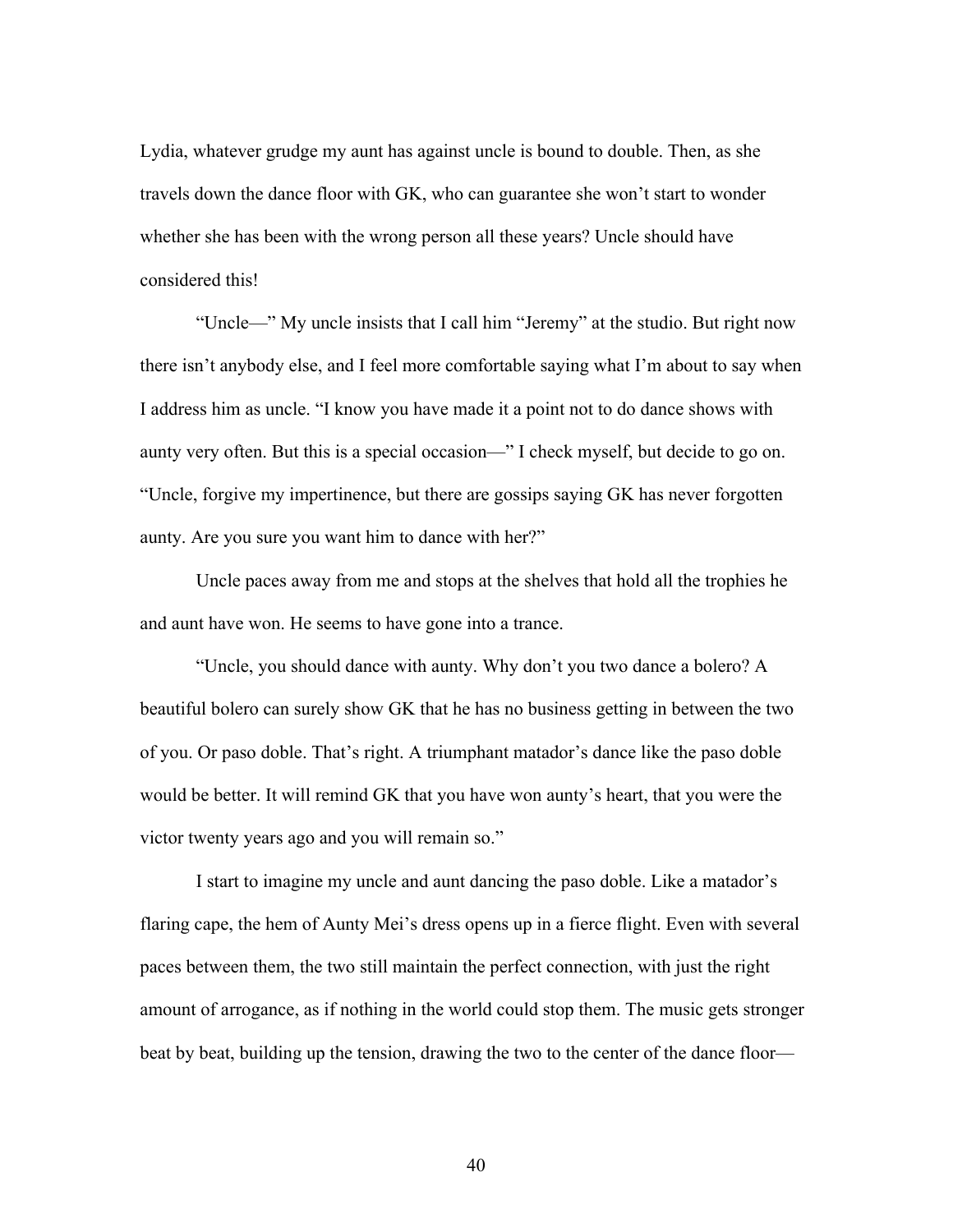Lydia, whatever grudge my aunt has against uncle is bound to double. Then, as she travels down the dance floor with GK, who can guarantee she won't start to wonder whether she has been with the wrong person all these years? Uncle should have considered this!

"Uncle—" My uncle insists that I call him "Jeremy" at the studio. But right now there isn't anybody else, and I feel more comfortable saying what I'm about to say when I address him as uncle. "I know you have made it a point not to do dance shows with aunty very often. But this is a special occasion—" I check myself, but decide to go on. "Uncle, forgive my impertinence, but there are gossips saying GK has never forgotten aunty. Are you sure you want him to dance with her?"

Uncle paces away from me and stops at the shelves that hold all the trophies he and aunt have won. He seems to have gone into a trance.

"Uncle, you should dance with aunty. Why don't you two dance a bolero? A beautiful bolero can surely show GK that he has no business getting in between the two of you. Or paso doble. That's right. A triumphant matador's dance like the paso doble would be better. It will remind GK that you have won aunty's heart, that you were the victor twenty years ago and you will remain so."

I start to imagine my uncle and aunt dancing the paso doble. Like a matador's flaring cape, the hem of Aunty Mei's dress opens up in a fierce flight. Even with several paces between them, the two still maintain the perfect connection, with just the right amount of arrogance, as if nothing in the world could stop them. The music gets stronger beat by beat, building up the tension, drawing the two to the center of the dance floor—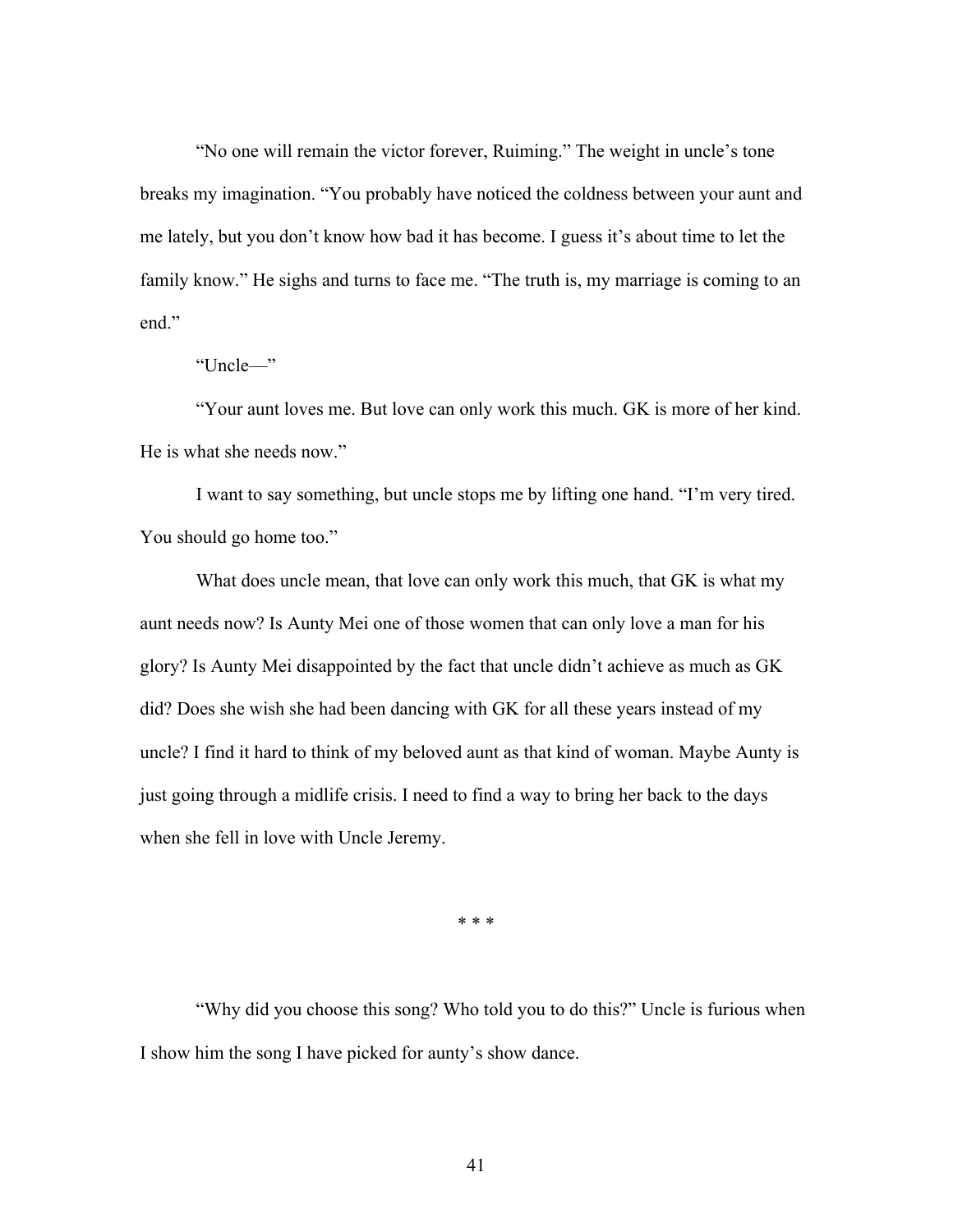"No one will remain the victor forever, Ruiming." The weight in uncle's tone breaks my imagination. "You probably have noticed the coldness between your aunt and me lately, but you don't know how bad it has become. I guess it's about time to let the family know." He sighs and turns to face me. "The truth is, my marriage is coming to an end."

"Uncle—"

"Your aunt loves me. But love can only work this much. GK is more of her kind. He is what she needs now."

I want to say something, but uncle stops me by lifting one hand. "I'm very tired. You should go home too."

What does uncle mean, that love can only work this much, that GK is what my aunt needs now? Is Aunty Mei one of those women that can only love a man for his glory? Is Aunty Mei disappointed by the fact that uncle didn't achieve as much as GK did? Does she wish she had been dancing with GK for all these years instead of my uncle? I find it hard to think of my beloved aunt as that kind of woman. Maybe Aunty is just going through a midlife crisis. I need to find a way to bring her back to the days when she fell in love with Uncle Jeremy.

* * *

"Why did you choose this song? Who told you to do this?" Uncle is furious when I show him the song I have picked for aunty's show dance.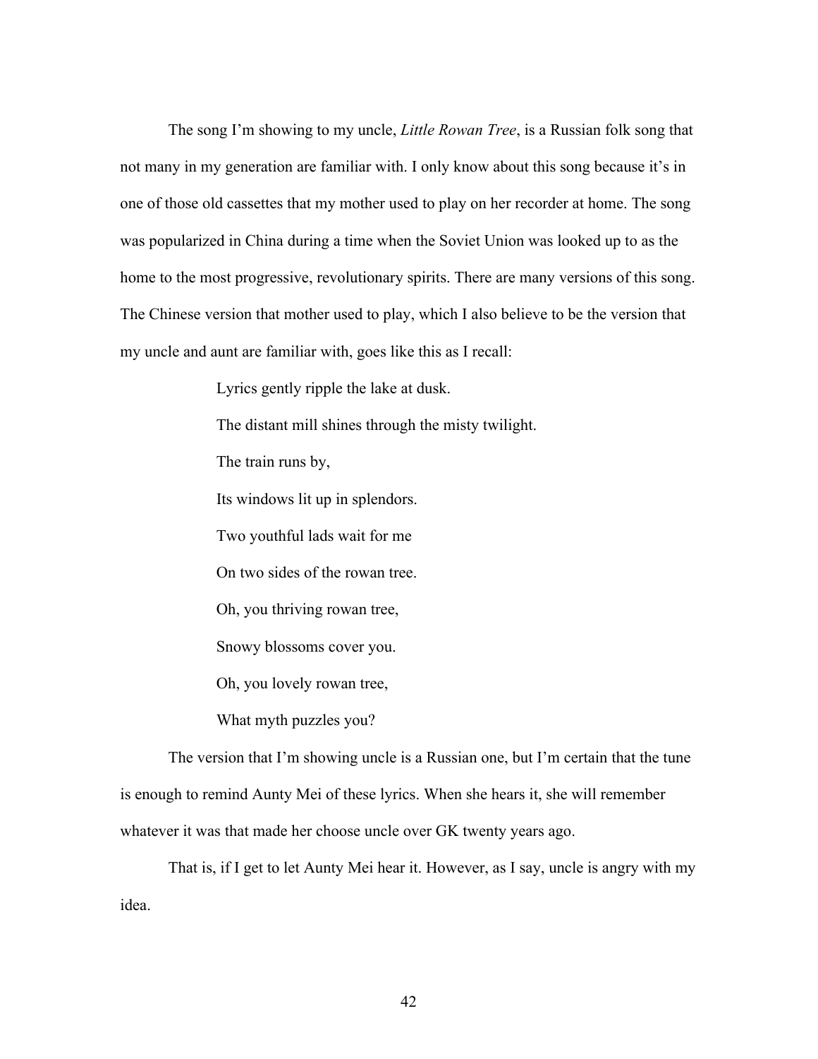The song I'm showing to my uncle, *Little Rowan Tree*, is a Russian folk song that not many in my generation are familiar with. I only know about this song because it's in one of those old cassettes that my mother used to play on her recorder at home. The song was popularized in China during a time when the Soviet Union was looked up to as the home to the most progressive, revolutionary spirits. There are many versions of this song. The Chinese version that mother used to play, which I also believe to be the version that my uncle and aunt are familiar with, goes like this as I recall:

> Lyrics gently ripple the lake at dusk.
>
> The distant mill shines through the misty twilight.
>
> The train runs by,
>
> Its windows lit up in splendors.
>
> Two youthful lads wait for me
>
> On two sides of the rowan tree.
>
> Oh, you thriving rowan tree,
>
> Snowy blossoms cover you.
>
> Oh, you lovely rowan tree,
>
> What myth puzzles you?

The version that I'm showing uncle is a Russian one, but I'm certain that the tune is enough to remind Aunty Mei of these lyrics. When she hears it, she will remember whatever it was that made her choose uncle over GK twenty years ago.

That is, if I get to let Aunty Mei hear it. However, as I say, uncle is angry with my idea.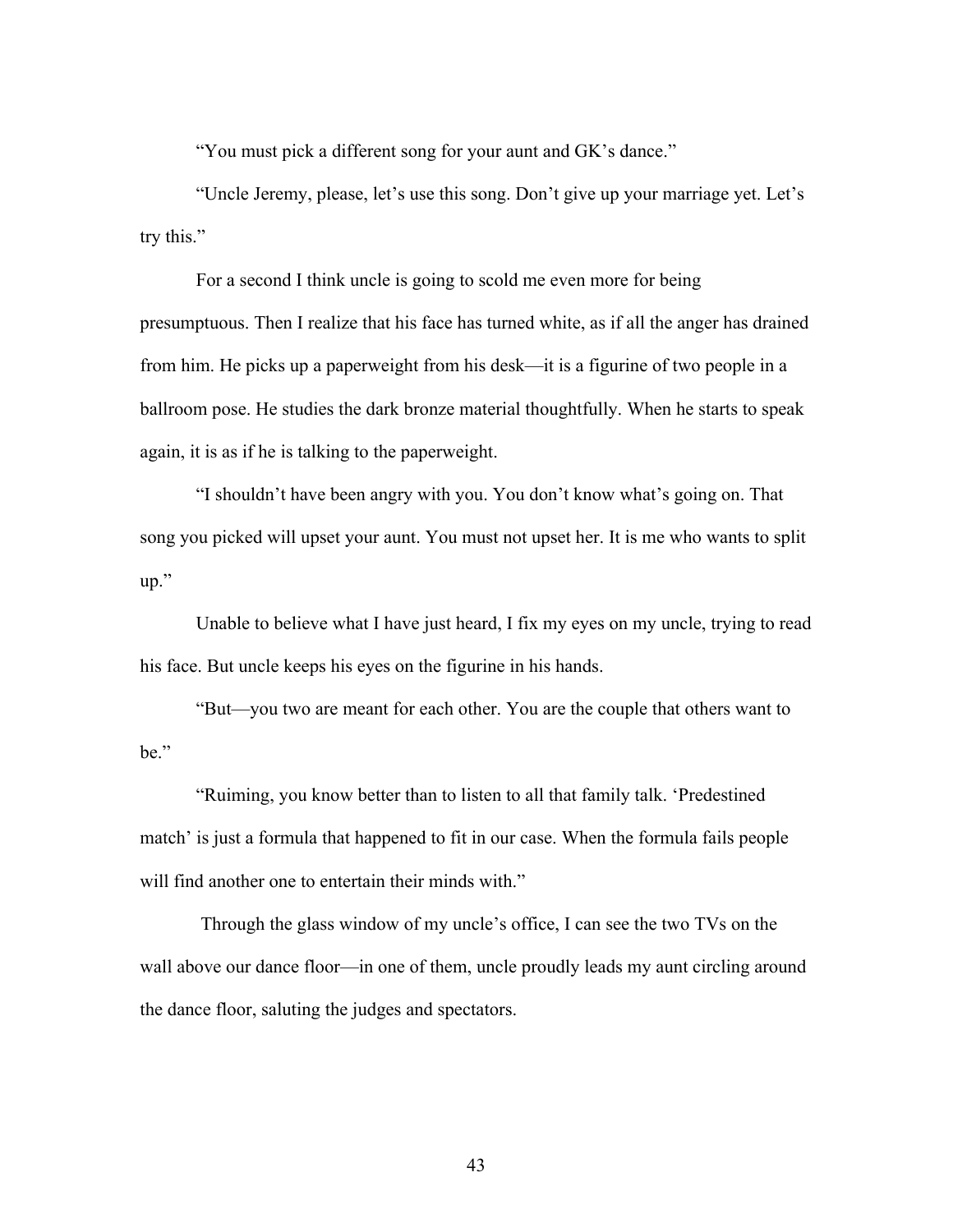"You must pick a different song for your aunt and GK's dance."

"Uncle Jeremy, please, let's use this song. Don't give up your marriage yet. Let's try this."

For a second I think uncle is going to scold me even more for being presumptuous. Then I realize that his face has turned white, as if all the anger has drained from him. He picks up a paperweight from his desk—it is a figurine of two people in a ballroom pose. He studies the dark bronze material thoughtfully. When he starts to speak again, it is as if he is talking to the paperweight.

"I shouldn't have been angry with you. You don't know what's going on. That song you picked will upset your aunt. You must not upset her. It is me who wants to split up."

Unable to believe what I have just heard, I fix my eyes on my uncle, trying to read his face. But uncle keeps his eyes on the figurine in his hands.

"But—you two are meant for each other. You are the couple that others want to be."

"Ruiming, you know better than to listen to all that family talk. 'Predestined match' is just a formula that happened to fit in our case. When the formula fails people will find another one to entertain their minds with."

Through the glass window of my uncle's office, I can see the two TVs on the wall above our dance floor—in one of them, uncle proudly leads my aunt circling around the dance floor, saluting the judges and spectators.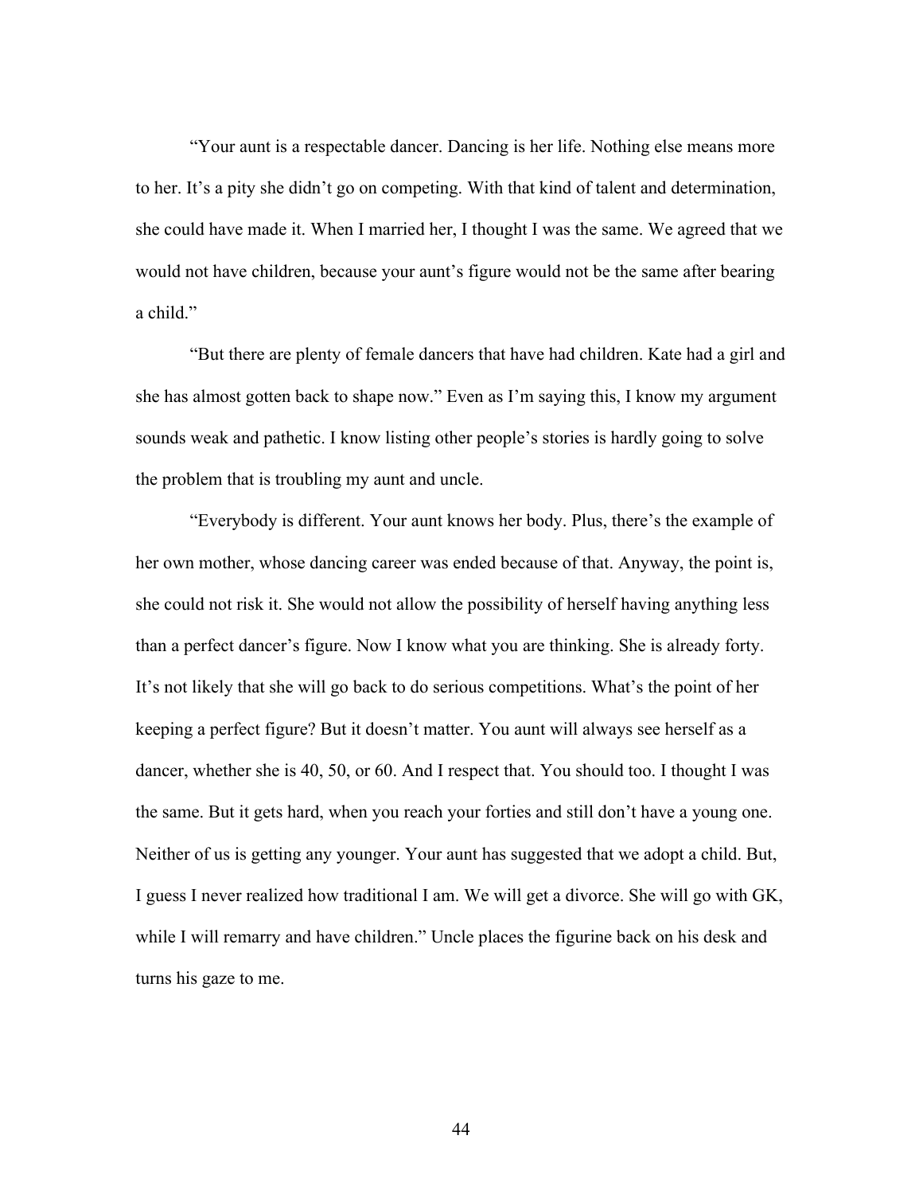"Your aunt is a respectable dancer. Dancing is her life. Nothing else means more to her. It's a pity she didn't go on competing. With that kind of talent and determination, she could have made it. When I married her, I thought I was the same. We agreed that we would not have children, because your aunt's figure would not be the same after bearing a child."

"But there are plenty of female dancers that have had children. Kate had a girl and she has almost gotten back to shape now." Even as I'm saying this, I know my argument sounds weak and pathetic. I know listing other people's stories is hardly going to solve the problem that is troubling my aunt and uncle.

"Everybody is different. Your aunt knows her body. Plus, there's the example of her own mother, whose dancing career was ended because of that. Anyway, the point is, she could not risk it. She would not allow the possibility of herself having anything less than a perfect dancer's figure. Now I know what you are thinking. She is already forty. It's not likely that she will go back to do serious competitions. What's the point of her keeping a perfect figure? But it doesn't matter. You aunt will always see herself as a dancer, whether she is 40, 50, or 60. And I respect that. You should too. I thought I was the same. But it gets hard, when you reach your forties and still don't have a young one. Neither of us is getting any younger. Your aunt has suggested that we adopt a child. But, I guess I never realized how traditional I am. We will get a divorce. She will go with GK, while I will remarry and have children." Uncle places the figurine back on his desk and turns his gaze to me.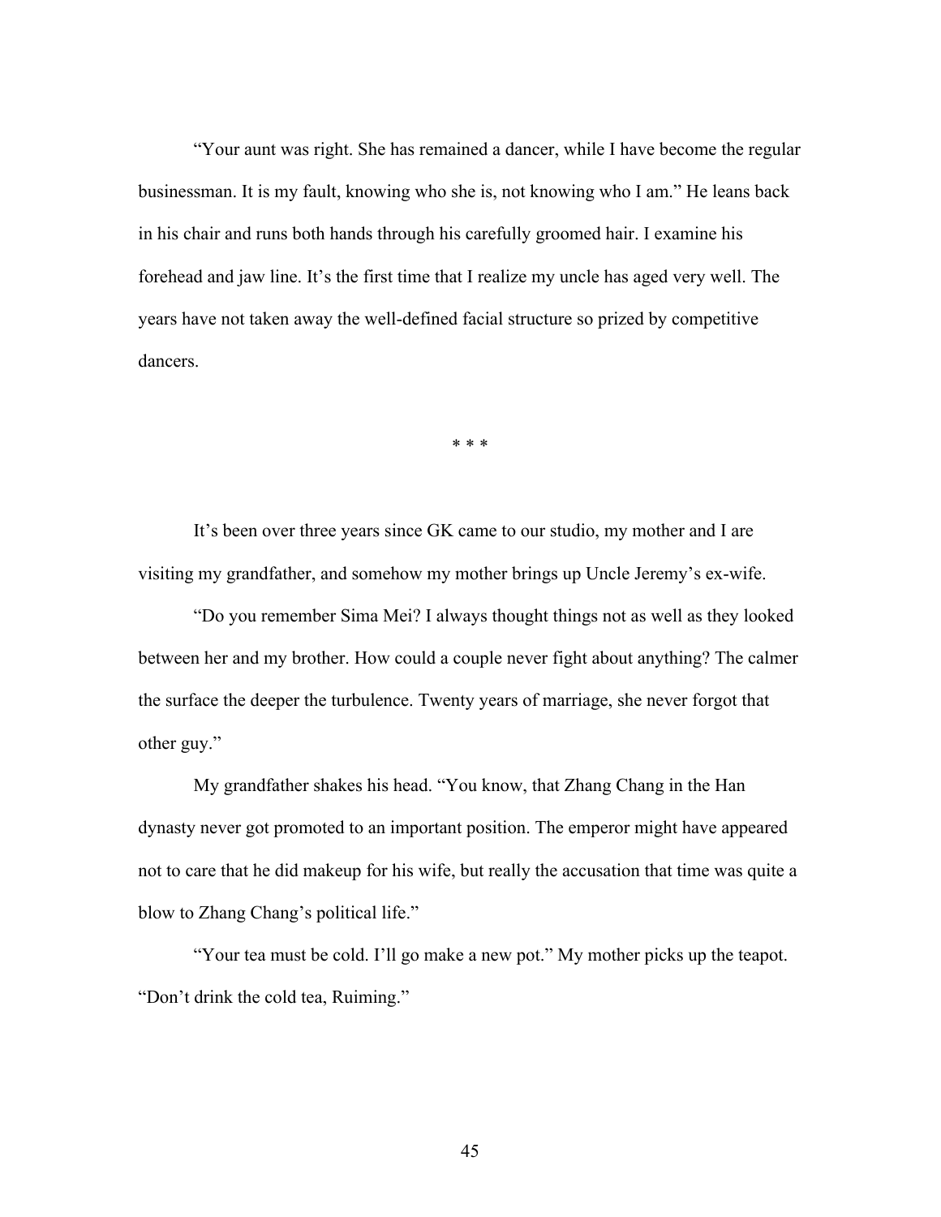"Your aunt was right. She has remained a dancer, while I have become the regular businessman. It is my fault, knowing who she is, not knowing who I am." He leans back in his chair and runs both hands through his carefully groomed hair. I examine his forehead and jaw line. It's the first time that I realize my uncle has aged very well. The years have not taken away the well-defined facial structure so prized by competitive dancers.

\* \* \*

It's been over three years since GK came to our studio, my mother and I are visiting my grandfather, and somehow my mother brings up Uncle Jeremy's ex-wife.

"Do you remember Sima Mei? I always thought things not as well as they looked between her and my brother. How could a couple never fight about anything? The calmer the surface the deeper the turbulence. Twenty years of marriage, she never forgot that other guy."

My grandfather shakes his head. "You know, that Zhang Chang in the Han dynasty never got promoted to an important position. The emperor might have appeared not to care that he did makeup for his wife, but really the accusation that time was quite a blow to Zhang Chang's political life."

"Your tea must be cold. I'll go make a new pot." My mother picks up the teapot. "Don't drink the cold tea, Ruiming."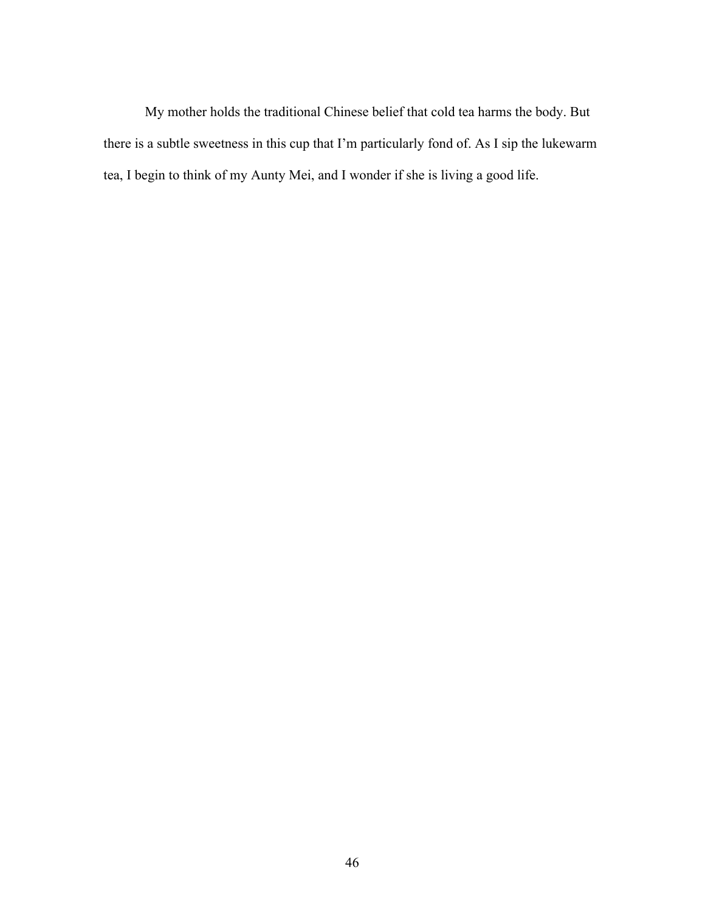My mother holds the traditional Chinese belief that cold tea harms the body. But there is a subtle sweetness in this cup that I'm particularly fond of. As I sip the lukewarm tea, I begin to think of my Aunty Mei, and I wonder if she is living a good life.